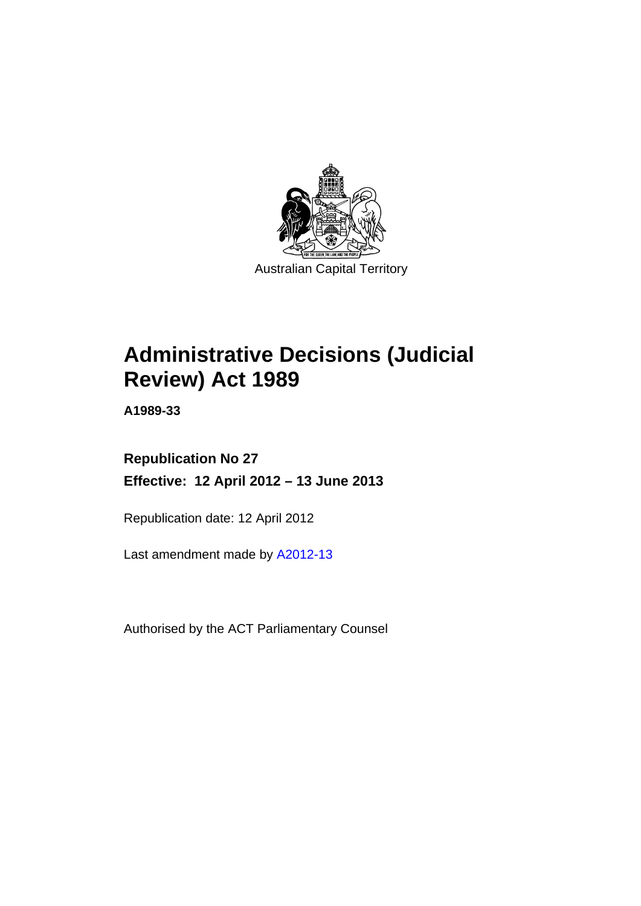Australian Capital Territory

# Administrative Decisions (Judicial Review) Act 1989

**A1989-33**

**Republication No 27**

**Effective: 12 April 2012 – 13 June 2013**

Republication date: 12 April 2012

Last amendment made by A2012-13

Authorised by the ACT Parliamentary Counsel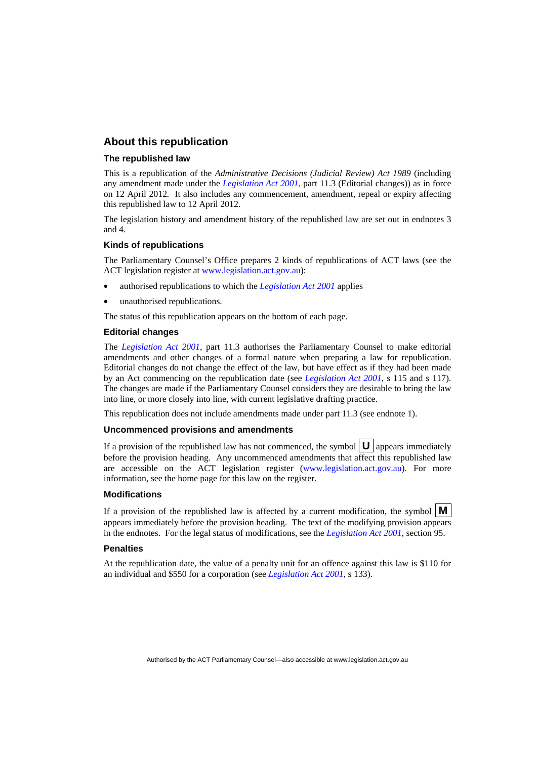## About this republication

### The republished law

This is a republication of the *Administrative Decisions (Judicial Review) Act 1989* (including any amendment made under the *Legislation Act 2001*, part 11.3 (Editorial changes)) as in force on 12 April 2012*.* It also includes any commencement, amendment, repeal or expiry affecting this republished law to 12 April 2012.

The legislation history and amendment history of the republished law are set out in endnotes 3 and 4.

### Kinds of republications

The Parliamentary Counsel's Office prepares 2 kinds of republications of ACT laws (see the ACT legislation register at www.legislation.act.gov.au):

- authorised republications to which the *Legislation Act 2001* applies
- unauthorised republications.

The status of this republication appears on the bottom of each page.

### Editorial changes

The *Legislation Act 2001*, part 11.3 authorises the Parliamentary Counsel to make editorial amendments and other changes of a formal nature when preparing a law for republication. Editorial changes do not change the effect of the law, but have effect as if they had been made by an Act commencing on the republication date (see *Legislation Act 2001*, s 115 and s 117). The changes are made if the Parliamentary Counsel considers they are desirable to bring the law into line, or more closely into line, with current legislative drafting practice.

This republication does not include amendments made under part 11.3 (see endnote 1).

### Uncommenced provisions and amendments

If a provision of the republished law has not commenced, the symbol **U** appears immediately before the provision heading. Any uncommenced amendments that affect this republished law are accessible on the ACT legislation register (www.legislation.act.gov.au). For more information, see the home page for this law on the register.

### Modifications

If a provision of the republished law is affected by a current modification, the symbol **M** appears immediately before the provision heading. The text of the modifying provision appears in the endnotes. For the legal status of modifications, see the *Legislation Act 2001*, section 95.

### Penalties

At the republication date, the value of a penalty unit for an offence against this law is $110 for an individual and $550 for a corporation (see *Legislation Act 2001*, s 133).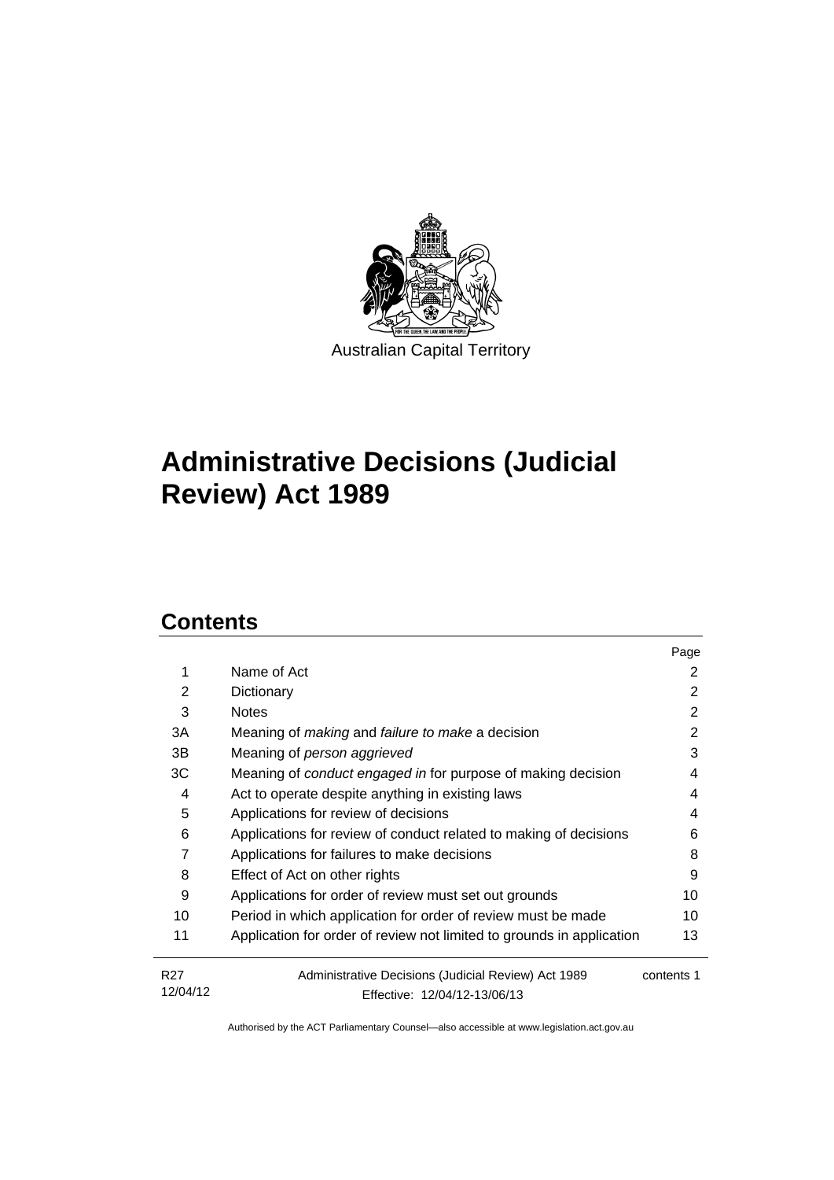Australian Capital Territory

# Administrative Decisions (Judicial Review) Act 1989

## Contents

| | | Page |
|---|---|---|
| 1 | Name of Act | 2 |
| 2 | Dictionary | 2 |
| 3 | Notes | 2 |
| 3A | Meaning of *making* and *failure to make* a decision | 2 |
| 3B | Meaning of *person aggrieved* | 3 |
| 3C | Meaning of *conduct engaged in* for purpose of making decision | 4 |
| 4 | Act to operate despite anything in existing laws | 4 |
| 5 | Applications for review of decisions | 4 |
| 6 | Applications for review of conduct related to making of decisions | 6 |
| 7 | Applications for failures to make decisions | 8 |
| 8 | Effect of Act on other rights | 9 |
| 9 | Applications for order of review must set out grounds | 10 |
| 10 | Period in which application for order of review must be made | 10 |
| 11 | Application for order of review not limited to grounds in application | 13 |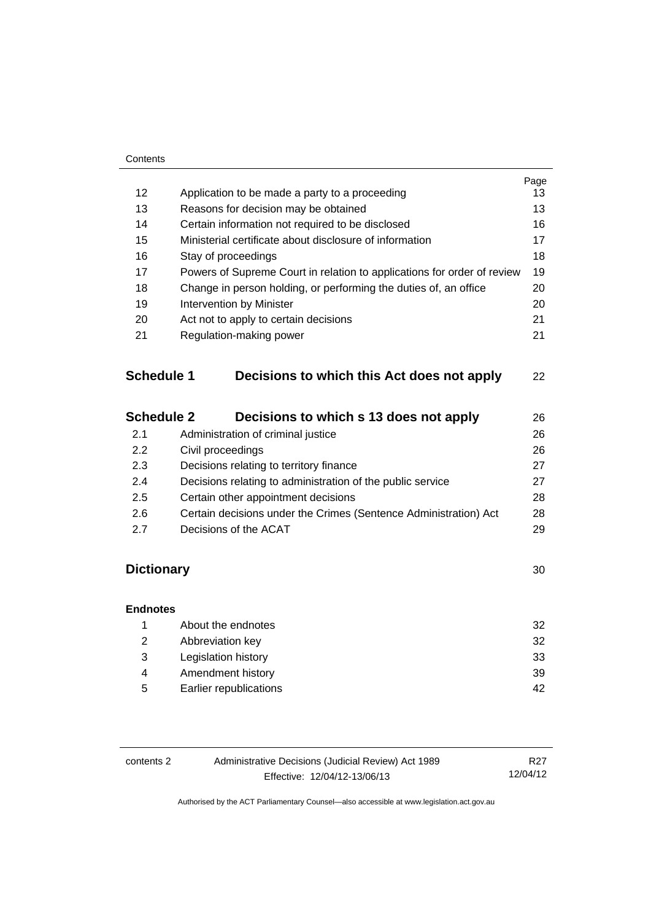| | | Page |
|---|---|---|
| 12 | Application to be made a party to a proceeding | 13 |
| 13 | Reasons for decision may be obtained | 13 |
| 14 | Certain information not required to be disclosed | 16 |
| 15 | Ministerial certificate about disclosure of information | 17 |
| 16 | Stay of proceedings | 18 |
| 17 | Powers of Supreme Court in relation to applications for order of review | 19 |
| 18 | Change in person holding, or performing the duties of, an office | 20 |
| 19 | Intervention by Minister | 20 |
| 20 | Act not to apply to certain decisions | 21 |
| 21 | Regulation-making power | 21 |

**Schedule 1 Decisions to which this Act does not apply** 22

**Schedule 2 Decisions to which s 13 does not apply** 26

| | | |
|---|---|---|
| 2.1 | Administration of criminal justice | 26 |
| 2.2 | Civil proceedings | 26 |
| 2.3 | Decisions relating to territory finance | 27 |
| 2.4 | Decisions relating to administration of the public service | 27 |
| 2.5 | Certain other appointment decisions | 28 |
| 2.6 | Certain decisions under the Crimes (Sentence Administration) Act | 28 |
| 2.7 | Decisions of the ACAT | 29 |

**Dictionary** 30

**Endnotes**

| | | |
|---|---|---|
| 1 | About the endnotes | 32 |
| 2 | Abbreviation key | 32 |
| 3 | Legislation history | 33 |
| 4 | Amendment history | 39 |
| 5 | Earlier republications | 42 |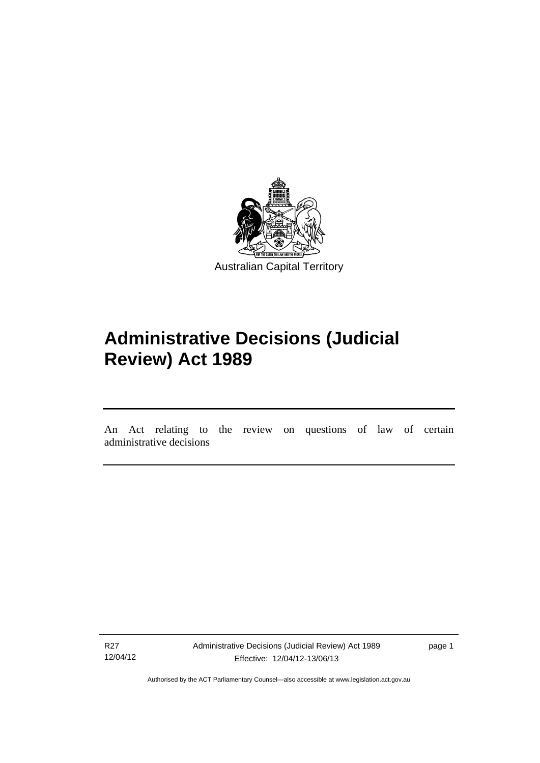Australian Capital Territory

# Administrative Decisions (Judicial Review) Act 1989

An Act relating to the review on questions of law of certain administrative decisions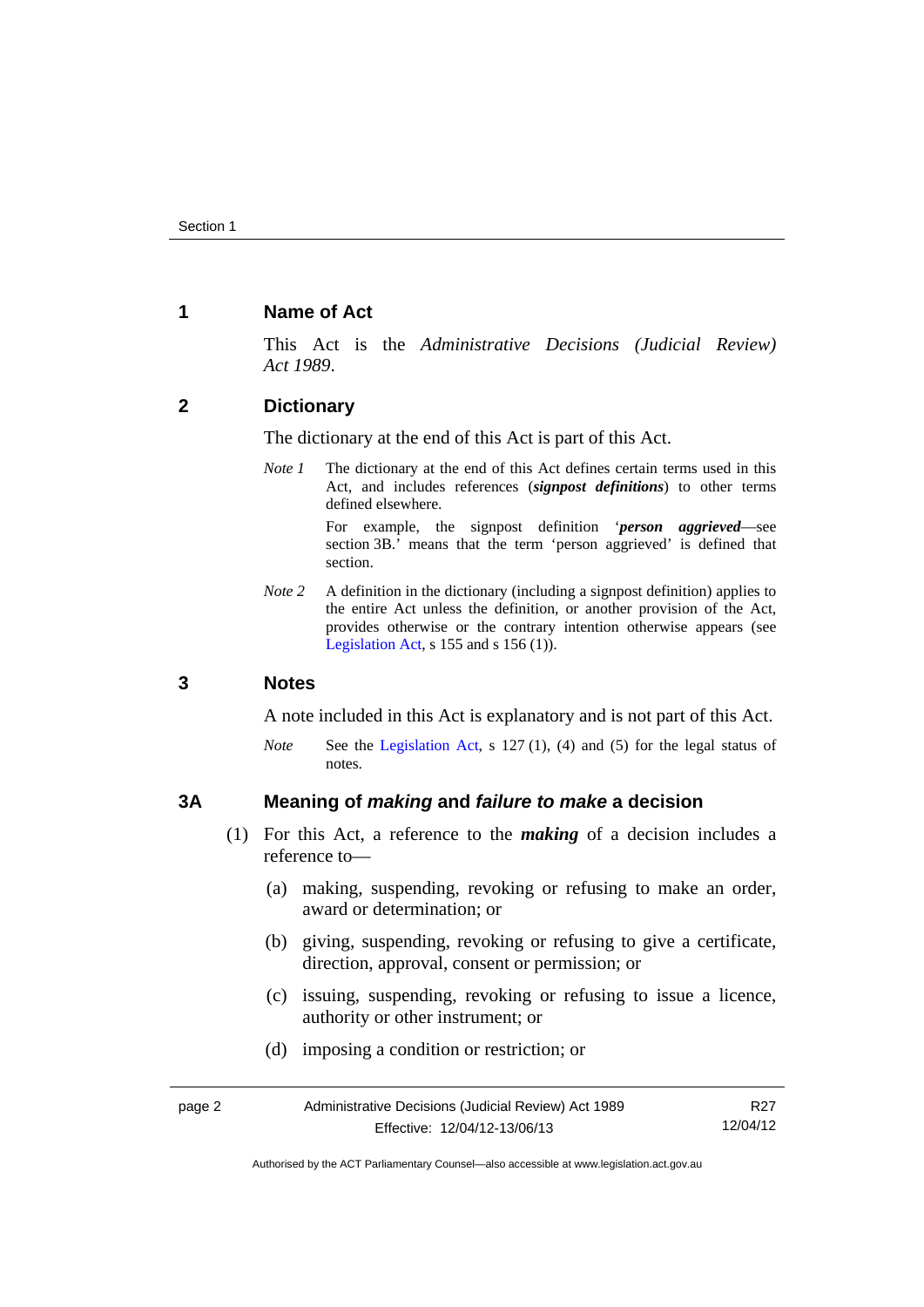## 1 Name of Act

This Act is the *Administrative Decisions (Judicial Review) Act 1989*.

## 2 Dictionary

The dictionary at the end of this Act is part of this Act.

*Note 1* The dictionary at the end of this Act defines certain terms used in this Act, and includes references (***signpost definitions***) to other terms defined elsewhere.

For example, the signpost definition '***person aggrieved***—see section 3B.' means that the term 'person aggrieved' is defined that section.

*Note 2* A definition in the dictionary (including a signpost definition) applies to the entire Act unless the definition, or another provision of the Act, provides otherwise or the contrary intention otherwise appears (see Legislation Act, s 155 and s 156 (1)).

## 3 Notes

A note included in this Act is explanatory and is not part of this Act.

*Note* See the Legislation Act, s 127 (1), (4) and (5) for the legal status of notes.

## 3A Meaning of *making* and *failure to make* a decision

(1) For this Act, a reference to the ***making*** of a decision includes a reference to—

(a) making, suspending, revoking or refusing to make an order, award or determination; or

(b) giving, suspending, revoking or refusing to give a certificate, direction, approval, consent or permission; or

(c) issuing, suspending, revoking or refusing to issue a licence, authority or other instrument; or

(d) imposing a condition or restriction; or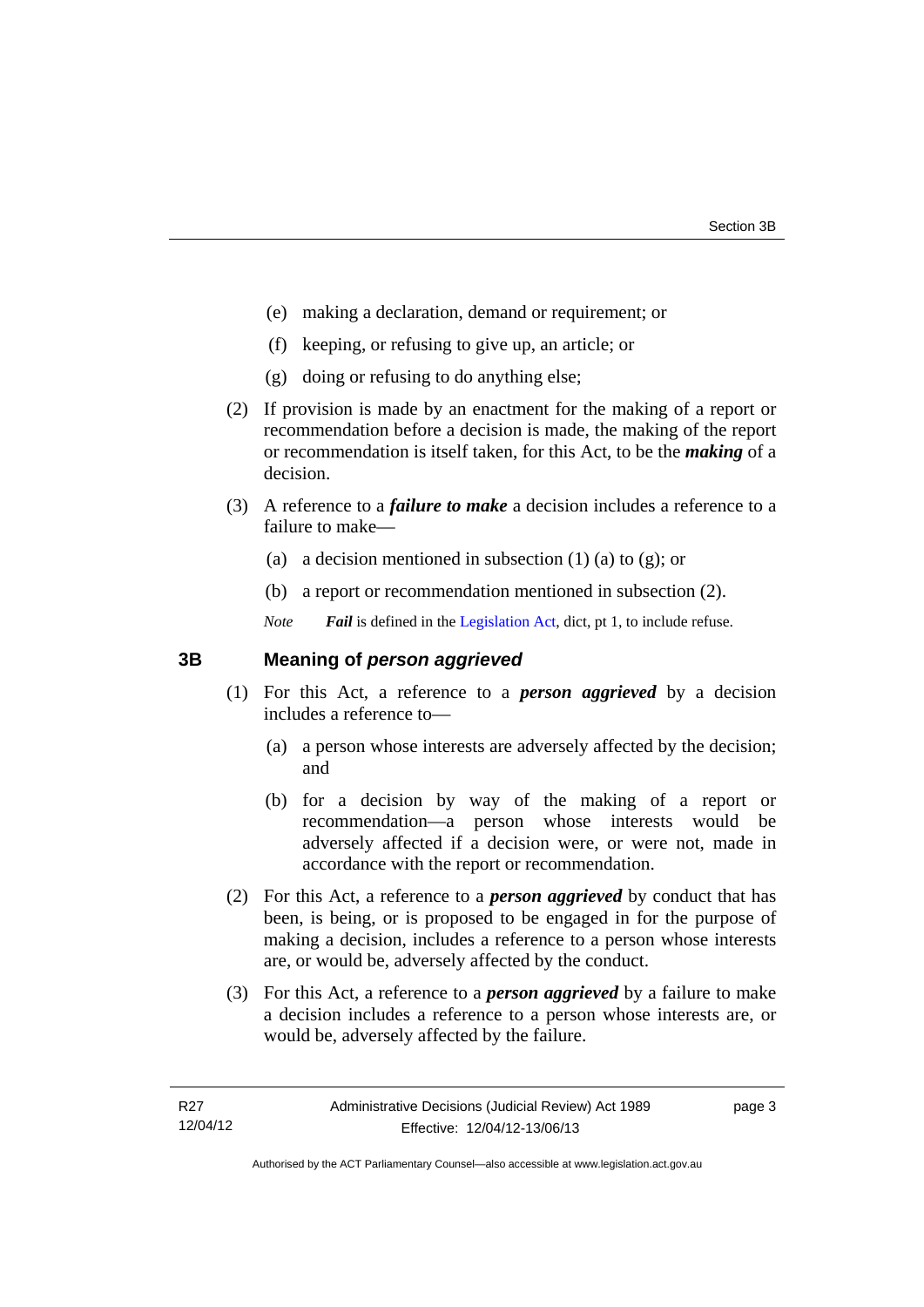(e) making a declaration, demand or requirement; or

(f) keeping, or refusing to give up, an article; or

(g) doing or refusing to do anything else;

(2) If provision is made by an enactment for the making of a report or recommendation before a decision is made, the making of the report or recommendation is itself taken, for this Act, to be the ***making*** of a decision.

(3) A reference to a ***failure to make*** a decision includes a reference to a failure to make—

(a) a decision mentioned in subsection (1) (a) to (g); or

(b) a report or recommendation mentioned in subsection (2).

*Note* ***Fail*** is defined in the Legislation Act, dict, pt 1, to include refuse.

## 3B Meaning of *person aggrieved*

(1) For this Act, a reference to a ***person aggrieved*** by a decision includes a reference to—

(a) a person whose interests are adversely affected by the decision; and

(b) for a decision by way of the making of a report or recommendation—a person whose interests would be adversely affected if a decision were, or were not, made in accordance with the report or recommendation.

(2) For this Act, a reference to a ***person aggrieved*** by conduct that has been, is being, or is proposed to be engaged in for the purpose of making a decision, includes a reference to a person whose interests are, or would be, adversely affected by the conduct.

(3) For this Act, a reference to a ***person aggrieved*** by a failure to make a decision includes a reference to a person whose interests are, or would be, adversely affected by the failure.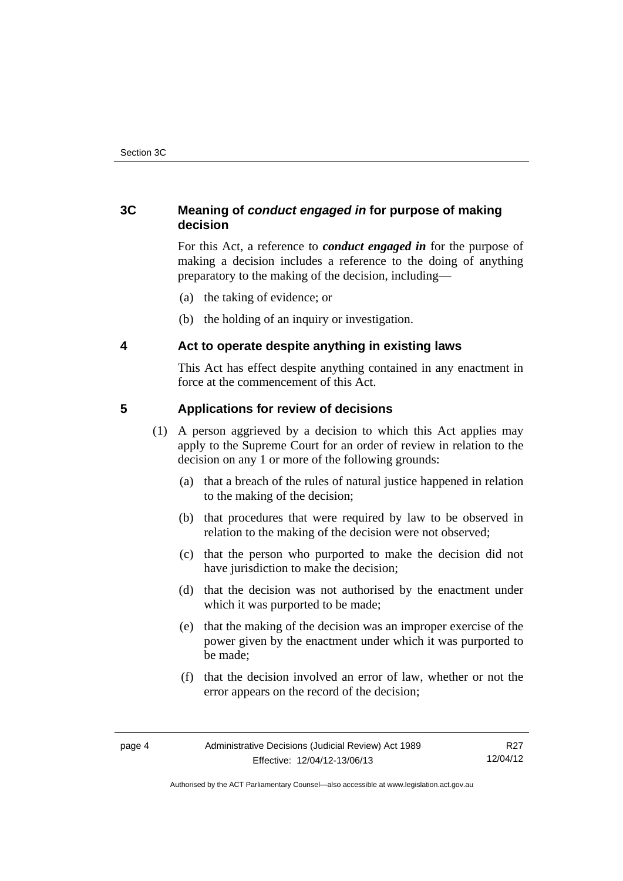## 3C Meaning of *conduct engaged in* for purpose of making decision

For this Act, a reference to ***conduct engaged in*** for the purpose of making a decision includes a reference to the doing of anything preparatory to the making of the decision, including—

(a) the taking of evidence; or

(b) the holding of an inquiry or investigation.

## 4 Act to operate despite anything in existing laws

This Act has effect despite anything contained in any enactment in force at the commencement of this Act.

## 5 Applications for review of decisions

(1) A person aggrieved by a decision to which this Act applies may apply to the Supreme Court for an order of review in relation to the decision on any 1 or more of the following grounds:

(a) that a breach of the rules of natural justice happened in relation to the making of the decision;

(b) that procedures that were required by law to be observed in relation to the making of the decision were not observed;

(c) that the person who purported to make the decision did not have jurisdiction to make the decision;

(d) that the decision was not authorised by the enactment under which it was purported to be made;

(e) that the making of the decision was an improper exercise of the power given by the enactment under which it was purported to be made;

(f) that the decision involved an error of law, whether or not the error appears on the record of the decision;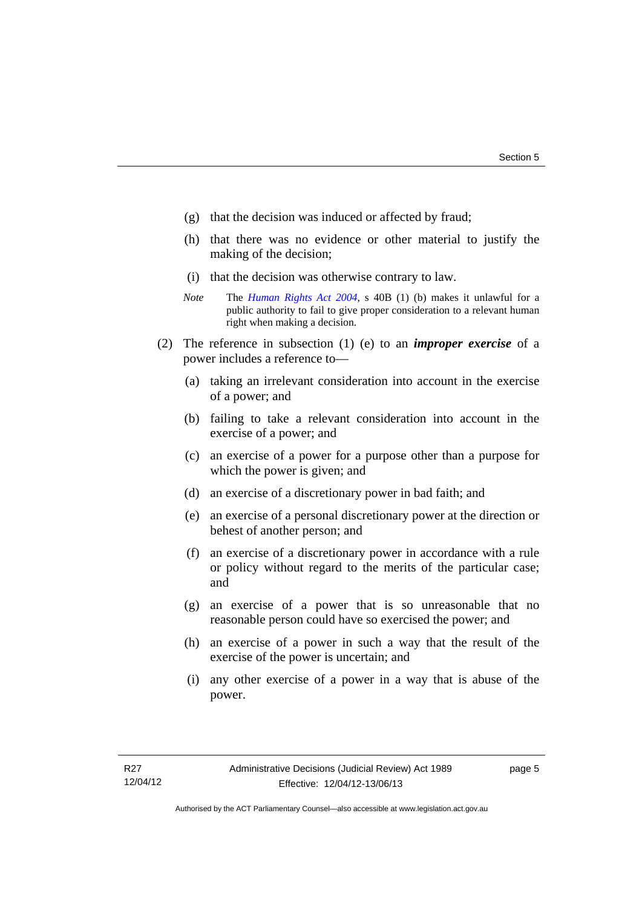(g) that the decision was induced or affected by fraud;

(h) that there was no evidence or other material to justify the making of the decision;

(i) that the decision was otherwise contrary to law.

*Note* The *Human Rights Act 2004*, s 40B (1) (b) makes it unlawful for a public authority to fail to give proper consideration to a relevant human right when making a decision.

(2) The reference in subsection (1) (e) to an ***improper exercise*** of a power includes a reference to—

(a) taking an irrelevant consideration into account in the exercise of a power; and

(b) failing to take a relevant consideration into account in the exercise of a power; and

(c) an exercise of a power for a purpose other than a purpose for which the power is given; and

(d) an exercise of a discretionary power in bad faith; and

(e) an exercise of a personal discretionary power at the direction or behest of another person; and

(f) an exercise of a discretionary power in accordance with a rule or policy without regard to the merits of the particular case; and

(g) an exercise of a power that is so unreasonable that no reasonable person could have so exercised the power; and

(h) an exercise of a power in such a way that the result of the exercise of the power is uncertain; and

(i) any other exercise of a power in a way that is abuse of the power.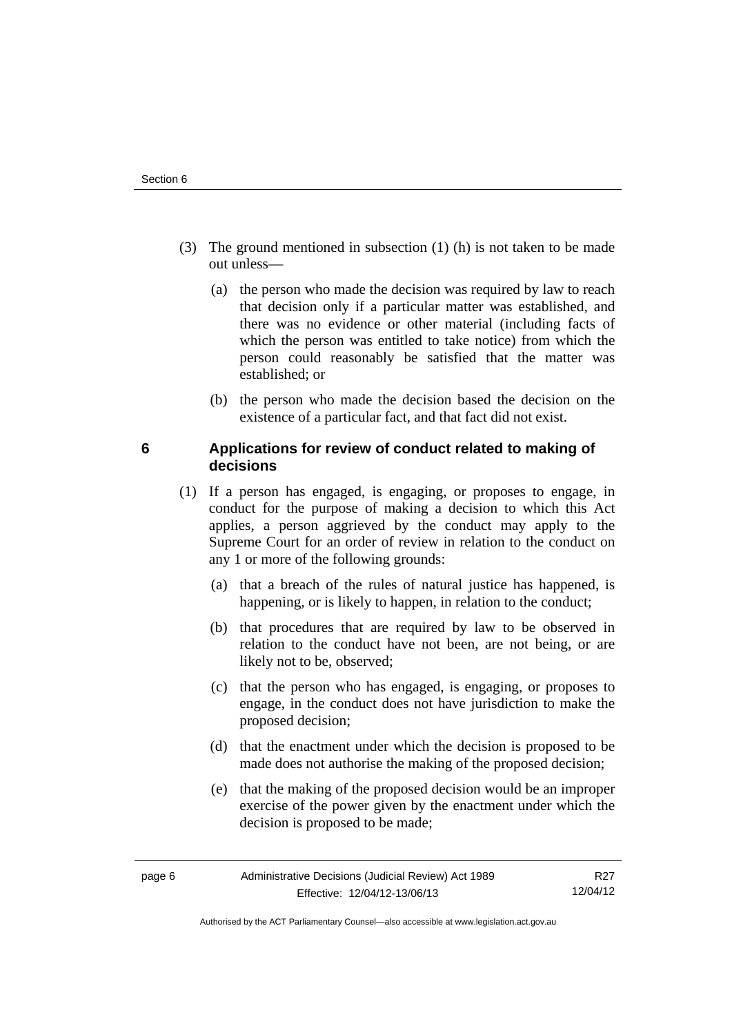(3) The ground mentioned in subsection (1) (h) is not taken to be made out unless—

(a) the person who made the decision was required by law to reach that decision only if a particular matter was established, and there was no evidence or other material (including facts of which the person was entitled to take notice) from which the person could reasonably be satisfied that the matter was established; or

(b) the person who made the decision based the decision on the existence of a particular fact, and that fact did not exist.

## 6 Applications for review of conduct related to making of decisions

(1) If a person has engaged, is engaging, or proposes to engage, in conduct for the purpose of making a decision to which this Act applies, a person aggrieved by the conduct may apply to the Supreme Court for an order of review in relation to the conduct on any 1 or more of the following grounds:

(a) that a breach of the rules of natural justice has happened, is happening, or is likely to happen, in relation to the conduct;

(b) that procedures that are required by law to be observed in relation to the conduct have not been, are not being, or are likely not to be, observed;

(c) that the person who has engaged, is engaging, or proposes to engage, in the conduct does not have jurisdiction to make the proposed decision;

(d) that the enactment under which the decision is proposed to be made does not authorise the making of the proposed decision;

(e) that the making of the proposed decision would be an improper exercise of the power given by the enactment under which the decision is proposed to be made;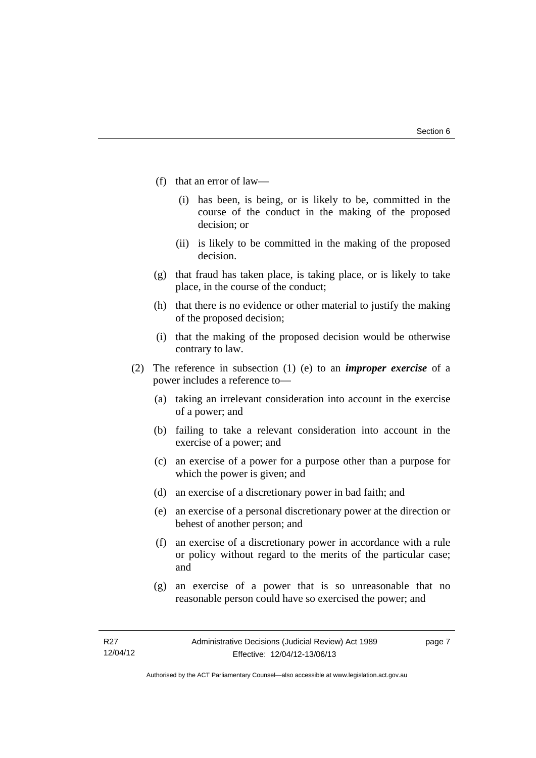(f) that an error of law—

  (i) has been, is being, or is likely to be, committed in the course of the conduct in the making of the proposed decision; or

  (ii) is likely to be committed in the making of the proposed decision.

(g) that fraud has taken place, is taking place, or is likely to take place, in the course of the conduct;

(h) that there is no evidence or other material to justify the making of the proposed decision;

(i) that the making of the proposed decision would be otherwise contrary to law.

(2) The reference in subsection (1) (e) to an ***improper exercise*** of a power includes a reference to—

  (a) taking an irrelevant consideration into account in the exercise of a power; and

  (b) failing to take a relevant consideration into account in the exercise of a power; and

  (c) an exercise of a power for a purpose other than a purpose for which the power is given; and

  (d) an exercise of a discretionary power in bad faith; and

  (e) an exercise of a personal discretionary power at the direction or behest of another person; and

  (f) an exercise of a discretionary power in accordance with a rule or policy without regard to the merits of the particular case; and

  (g) an exercise of a power that is so unreasonable that no reasonable person could have so exercised the power; and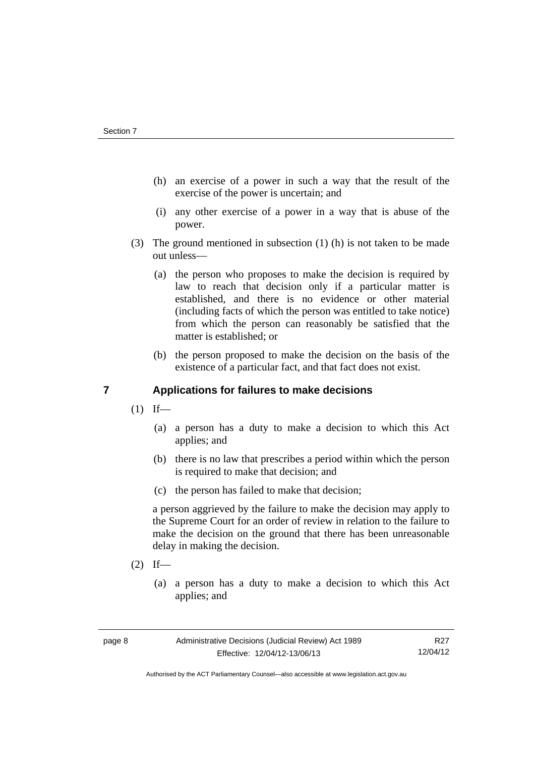(h) an exercise of a power in such a way that the result of the exercise of the power is uncertain; and

(i) any other exercise of a power in a way that is abuse of the power.

(3) The ground mentioned in subsection (1) (h) is not taken to be made out unless—

(a) the person who proposes to make the decision is required by law to reach that decision only if a particular matter is established, and there is no evidence or other material (including facts of which the person was entitled to take notice) from which the person can reasonably be satisfied that the matter is established; or

(b) the person proposed to make the decision on the basis of the existence of a particular fact, and that fact does not exist.

## 7 Applications for failures to make decisions

(1) If—

(a) a person has a duty to make a decision to which this Act applies; and

(b) there is no law that prescribes a period within which the person is required to make that decision; and

(c) the person has failed to make that decision;

a person aggrieved by the failure to make the decision may apply to the Supreme Court for an order of review in relation to the failure to make the decision on the ground that there has been unreasonable delay in making the decision.

(2) If—

(a) a person has a duty to make a decision to which this Act applies; and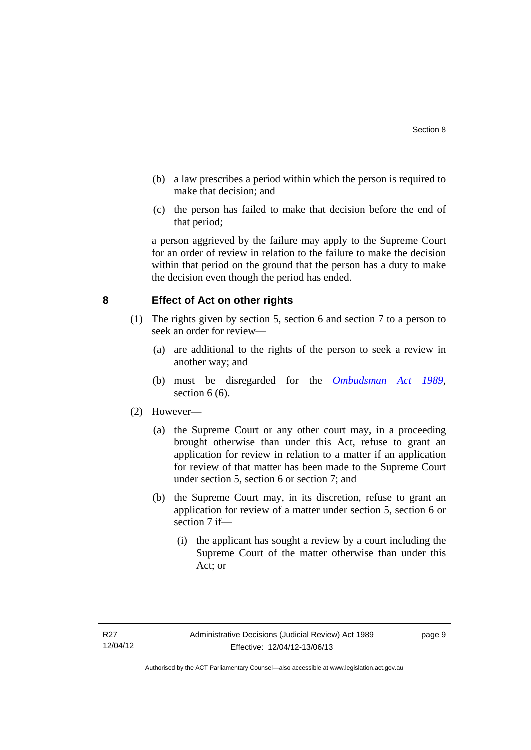(b) a law prescribes a period within which the person is required to make that decision; and

(c) the person has failed to make that decision before the end of that period;

a person aggrieved by the failure may apply to the Supreme Court for an order of review in relation to the failure to make the decision within that period on the ground that the person has a duty to make the decision even though the period has ended.

## 8 Effect of Act on other rights

(1) The rights given by section 5, section 6 and section 7 to a person to seek an order for review—

(a) are additional to the rights of the person to seek a review in another way; and

(b) must be disregarded for the *Ombudsman Act 1989*, section 6 (6).

(2) However—

(a) the Supreme Court or any other court may, in a proceeding brought otherwise than under this Act, refuse to grant an application for review in relation to a matter if an application for review of that matter has been made to the Supreme Court under section 5, section 6 or section 7; and

(b) the Supreme Court may, in its discretion, refuse to grant an application for review of a matter under section 5, section 6 or section 7 if—

(i) the applicant has sought a review by a court including the Supreme Court of the matter otherwise than under this Act; or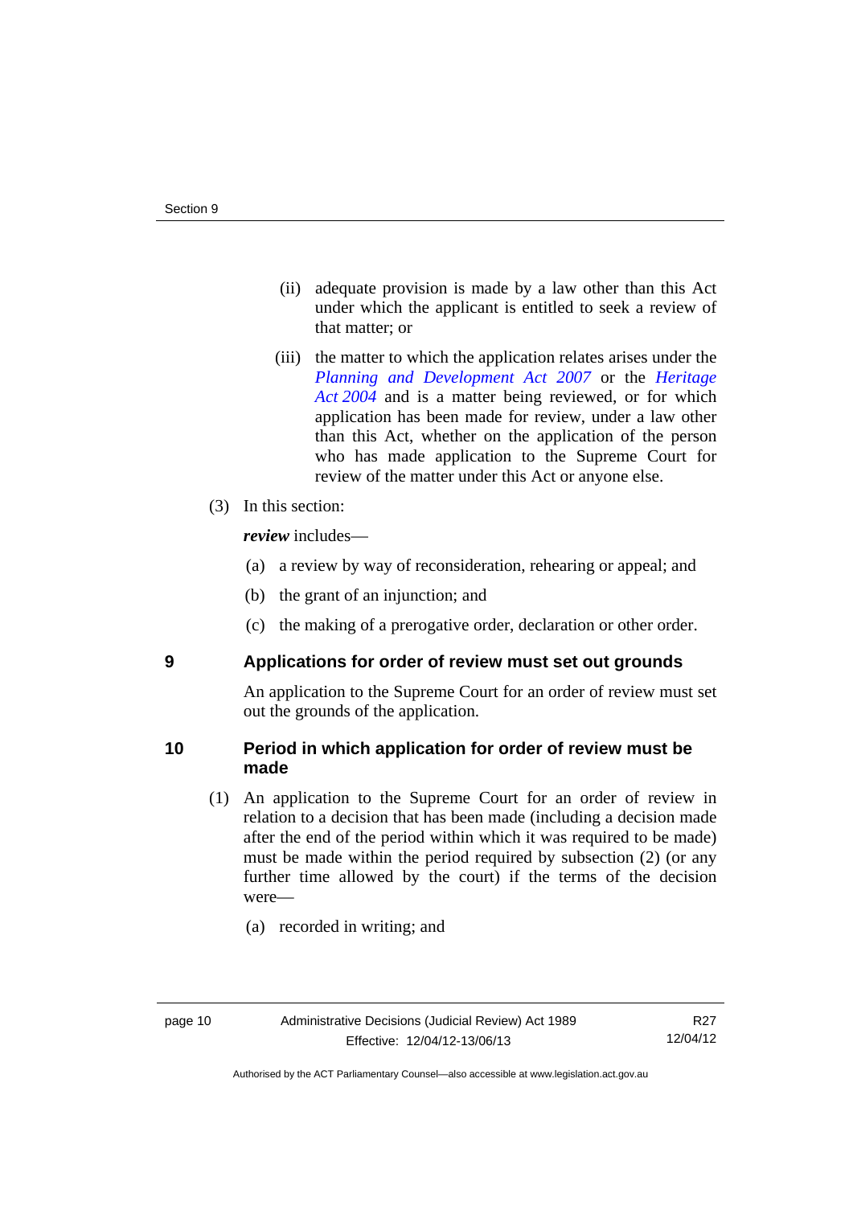(ii) adequate provision is made by a law other than this Act under which the applicant is entitled to seek a review of that matter; or

(iii) the matter to which the application relates arises under the *Planning and Development Act 2007* or the *Heritage Act 2004* and is a matter being reviewed, or for which application has been made for review, under a law other than this Act, whether on the application of the person who has made application to the Supreme Court for review of the matter under this Act or anyone else.

(3) In this section:

***review*** includes—

(a) a review by way of reconsideration, rehearing or appeal; and

(b) the grant of an injunction; and

(c) the making of a prerogative order, declaration or other order.

## 9 Applications for order of review must set out grounds

An application to the Supreme Court for an order of review must set out the grounds of the application.

## 10 Period in which application for order of review must be made

(1) An application to the Supreme Court for an order of review in relation to a decision that has been made (including a decision made after the end of the period within which it was required to be made) must be made within the period required by subsection (2) (or any further time allowed by the court) if the terms of the decision were—

(a) recorded in writing; and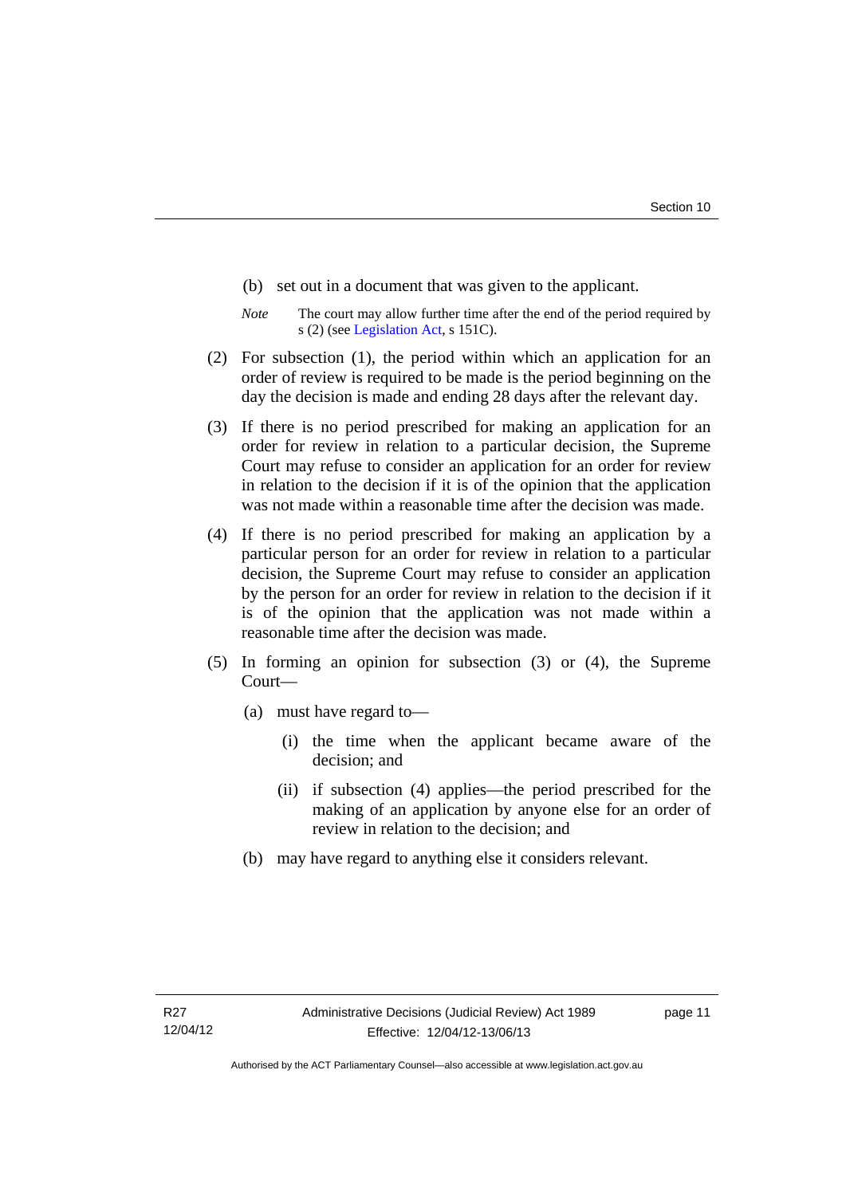(b) set out in a document that was given to the applicant.

*Note* The court may allow further time after the end of the period required by s (2) (see Legislation Act, s 151C).

(2) For subsection (1), the period within which an application for an order of review is required to be made is the period beginning on the day the decision is made and ending 28 days after the relevant day.

(3) If there is no period prescribed for making an application for an order for review in relation to a particular decision, the Supreme Court may refuse to consider an application for an order for review in relation to the decision if it is of the opinion that the application was not made within a reasonable time after the decision was made.

(4) If there is no period prescribed for making an application by a particular person for an order for review in relation to a particular decision, the Supreme Court may refuse to consider an application by the person for an order for review in relation to the decision if it is of the opinion that the application was not made within a reasonable time after the decision was made.

(5) In forming an opinion for subsection (3) or (4), the Supreme Court—

(a) must have regard to—

(i) the time when the applicant became aware of the decision; and

(ii) if subsection (4) applies—the period prescribed for the making of an application by anyone else for an order of review in relation to the decision; and

(b) may have regard to anything else it considers relevant.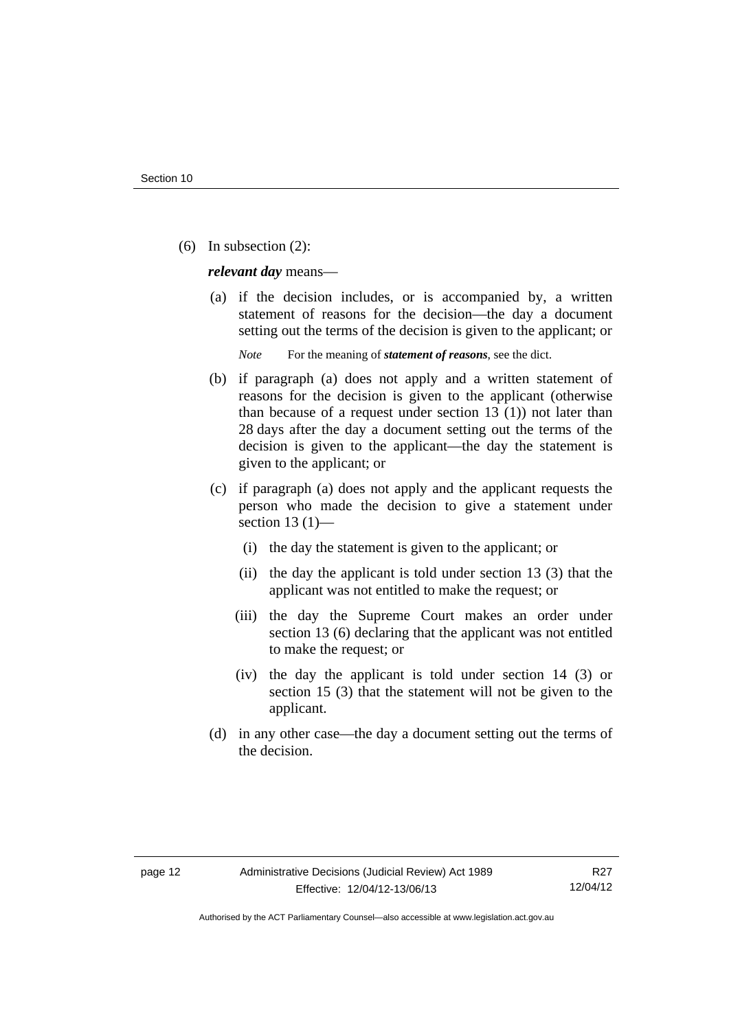(6) In subsection (2):

***relevant day*** means—

(a) if the decision includes, or is accompanied by, a written statement of reasons for the decision—the day a document setting out the terms of the decision is given to the applicant; or

*Note* For the meaning of ***statement of reasons***, see the dict.

(b) if paragraph (a) does not apply and a written statement of reasons for the decision is given to the applicant (otherwise than because of a request under section 13 (1)) not later than 28 days after the day a document setting out the terms of the decision is given to the applicant—the day the statement is given to the applicant; or

(c) if paragraph (a) does not apply and the applicant requests the person who made the decision to give a statement under section 13 (1)—

(i) the day the statement is given to the applicant; or

(ii) the day the applicant is told under section 13 (3) that the applicant was not entitled to make the request; or

(iii) the day the Supreme Court makes an order under section 13 (6) declaring that the applicant was not entitled to make the request; or

(iv) the day the applicant is told under section 14 (3) or section 15 (3) that the statement will not be given to the applicant.

(d) in any other case—the day a document setting out the terms of the decision.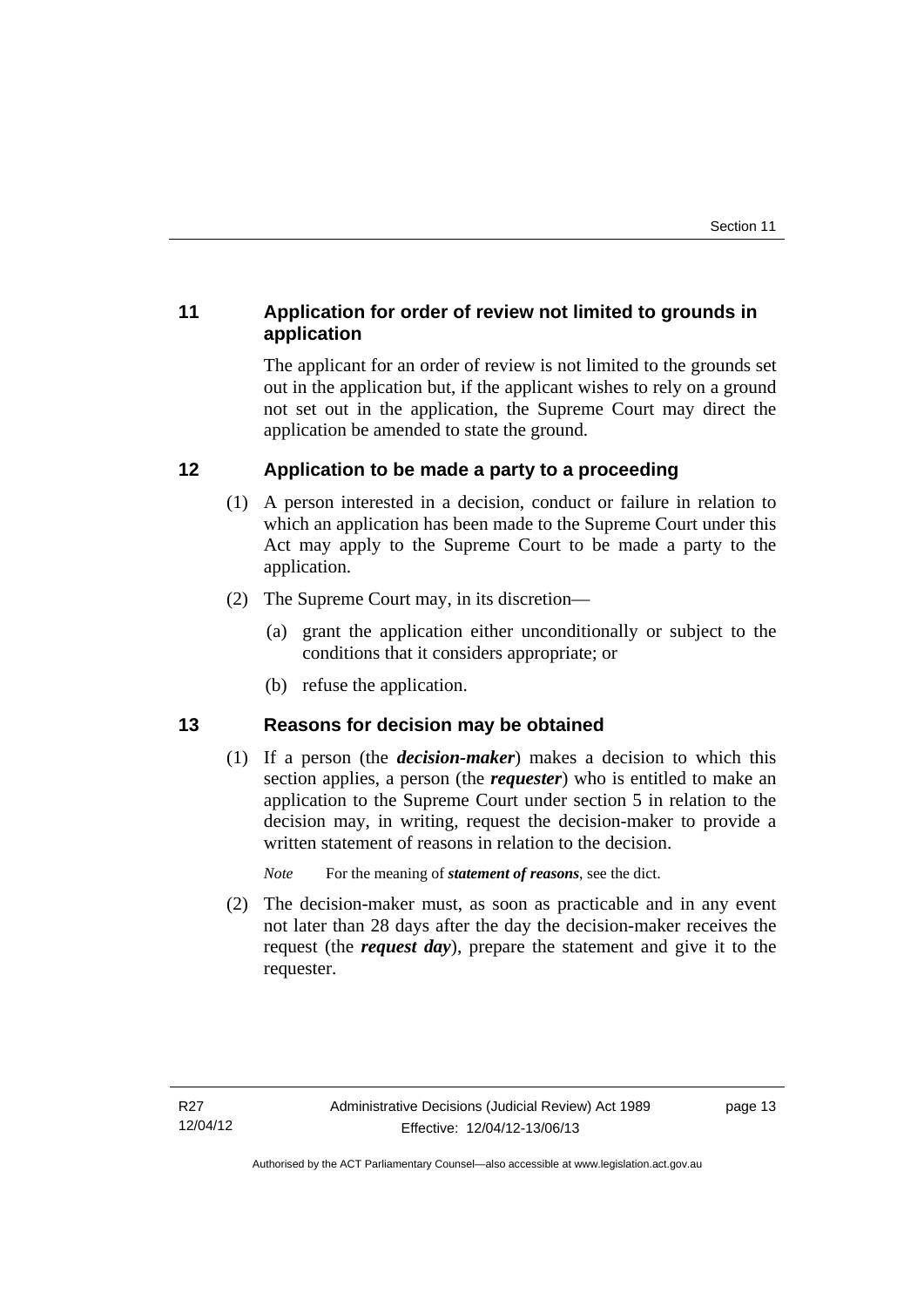## 11 Application for order of review not limited to grounds in application

The applicant for an order of review is not limited to the grounds set out in the application but, if the applicant wishes to rely on a ground not set out in the application, the Supreme Court may direct the application be amended to state the ground.

## 12 Application to be made a party to a proceeding

(1) A person interested in a decision, conduct or failure in relation to which an application has been made to the Supreme Court under this Act may apply to the Supreme Court to be made a party to the application.

(2) The Supreme Court may, in its discretion—

  (a) grant the application either unconditionally or subject to the conditions that it considers appropriate; or

  (b) refuse the application.

## 13 Reasons for decision may be obtained

(1) If a person (the ***decision-maker***) makes a decision to which this section applies, a person (the ***requester***) who is entitled to make an application to the Supreme Court under section 5 in relation to the decision may, in writing, request the decision-maker to provide a written statement of reasons in relation to the decision.

*Note* For the meaning of ***statement of reasons***, see the dict.

(2) The decision-maker must, as soon as practicable and in any event not later than 28 days after the day the decision-maker receives the request (the ***request day***), prepare the statement and give it to the requester.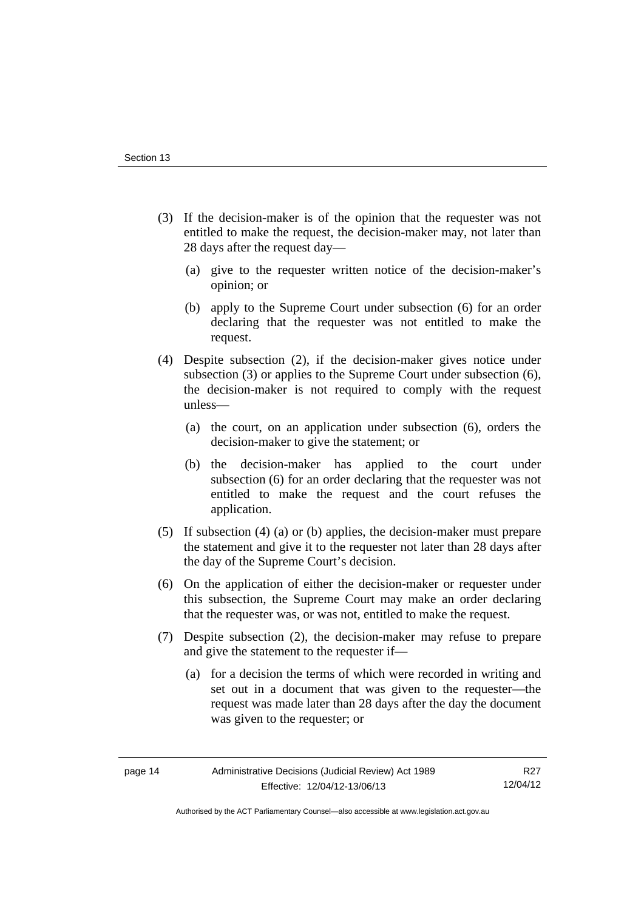(3) If the decision-maker is of the opinion that the requester was not entitled to make the request, the decision-maker may, not later than 28 days after the request day—

(a) give to the requester written notice of the decision-maker's opinion; or

(b) apply to the Supreme Court under subsection (6) for an order declaring that the requester was not entitled to make the request.

(4) Despite subsection (2), if the decision-maker gives notice under subsection (3) or applies to the Supreme Court under subsection (6), the decision-maker is not required to comply with the request unless—

(a) the court, on an application under subsection (6), orders the decision-maker to give the statement; or

(b) the decision-maker has applied to the court under subsection (6) for an order declaring that the requester was not entitled to make the request and the court refuses the application.

(5) If subsection (4) (a) or (b) applies, the decision-maker must prepare the statement and give it to the requester not later than 28 days after the day of the Supreme Court's decision.

(6) On the application of either the decision-maker or requester under this subsection, the Supreme Court may make an order declaring that the requester was, or was not, entitled to make the request.

(7) Despite subsection (2), the decision-maker may refuse to prepare and give the statement to the requester if—

(a) for a decision the terms of which were recorded in writing and set out in a document that was given to the requester—the request was made later than 28 days after the day the document was given to the requester; or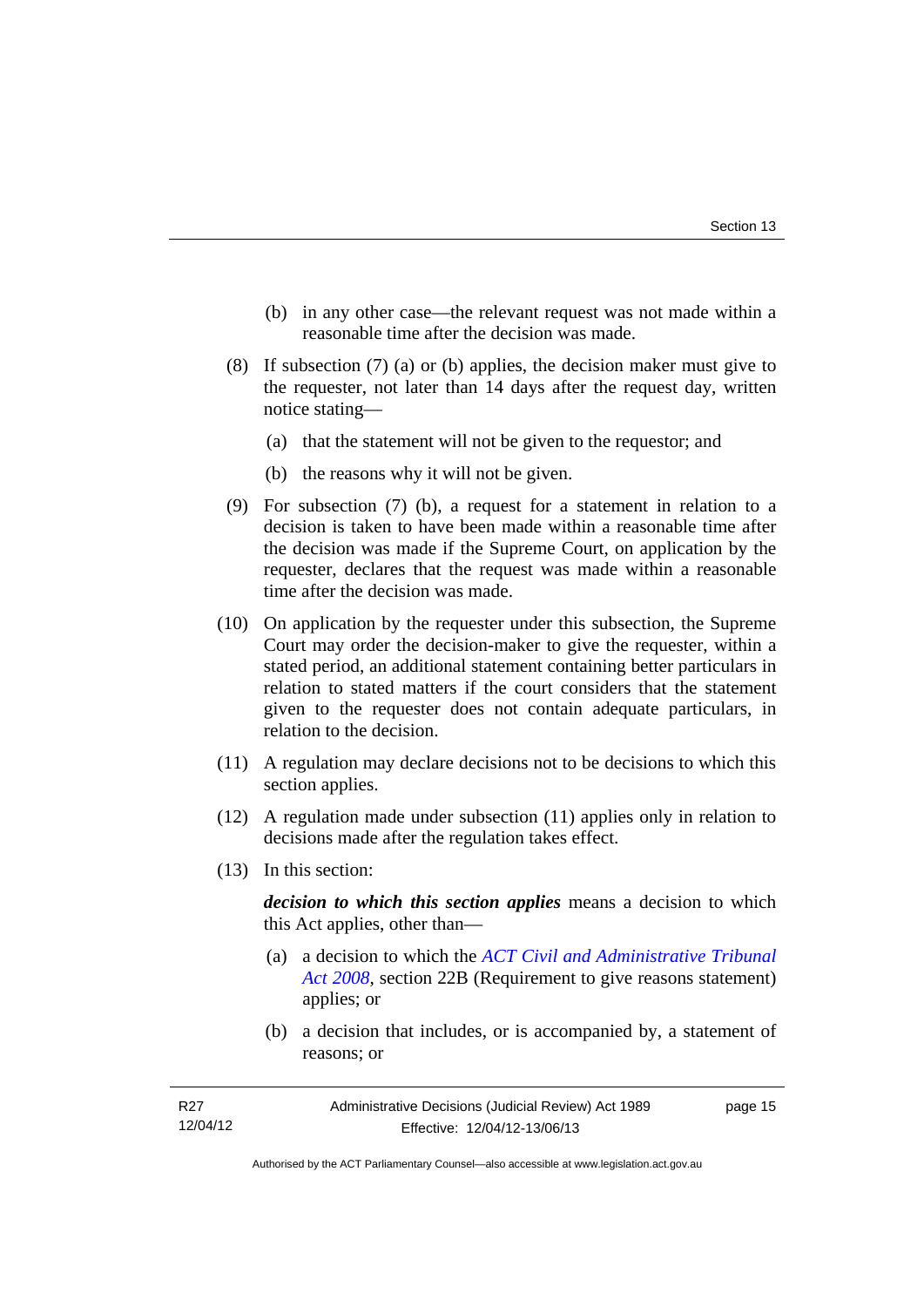(b) in any other case—the relevant request was not made within a reasonable time after the decision was made.

(8) If subsection (7) (a) or (b) applies, the decision maker must give to the requester, not later than 14 days after the request day, written notice stating—

(a) that the statement will not be given to the requestor; and

(b) the reasons why it will not be given.

(9) For subsection (7) (b), a request for a statement in relation to a decision is taken to have been made within a reasonable time after the decision was made if the Supreme Court, on application by the requester, declares that the request was made within a reasonable time after the decision was made.

(10) On application by the requester under this subsection, the Supreme Court may order the decision-maker to give the requester, within a stated period, an additional statement containing better particulars in relation to stated matters if the court considers that the statement given to the requester does not contain adequate particulars, in relation to the decision.

(11) A regulation may declare decisions not to be decisions to which this section applies.

(12) A regulation made under subsection (11) applies only in relation to decisions made after the regulation takes effect.

(13) In this section:

***decision to which this section applies*** means a decision to which this Act applies, other than—

(a) a decision to which the *ACT Civil and Administrative Tribunal Act 2008*, section 22B (Requirement to give reasons statement) applies; or

(b) a decision that includes, or is accompanied by, a statement of reasons; or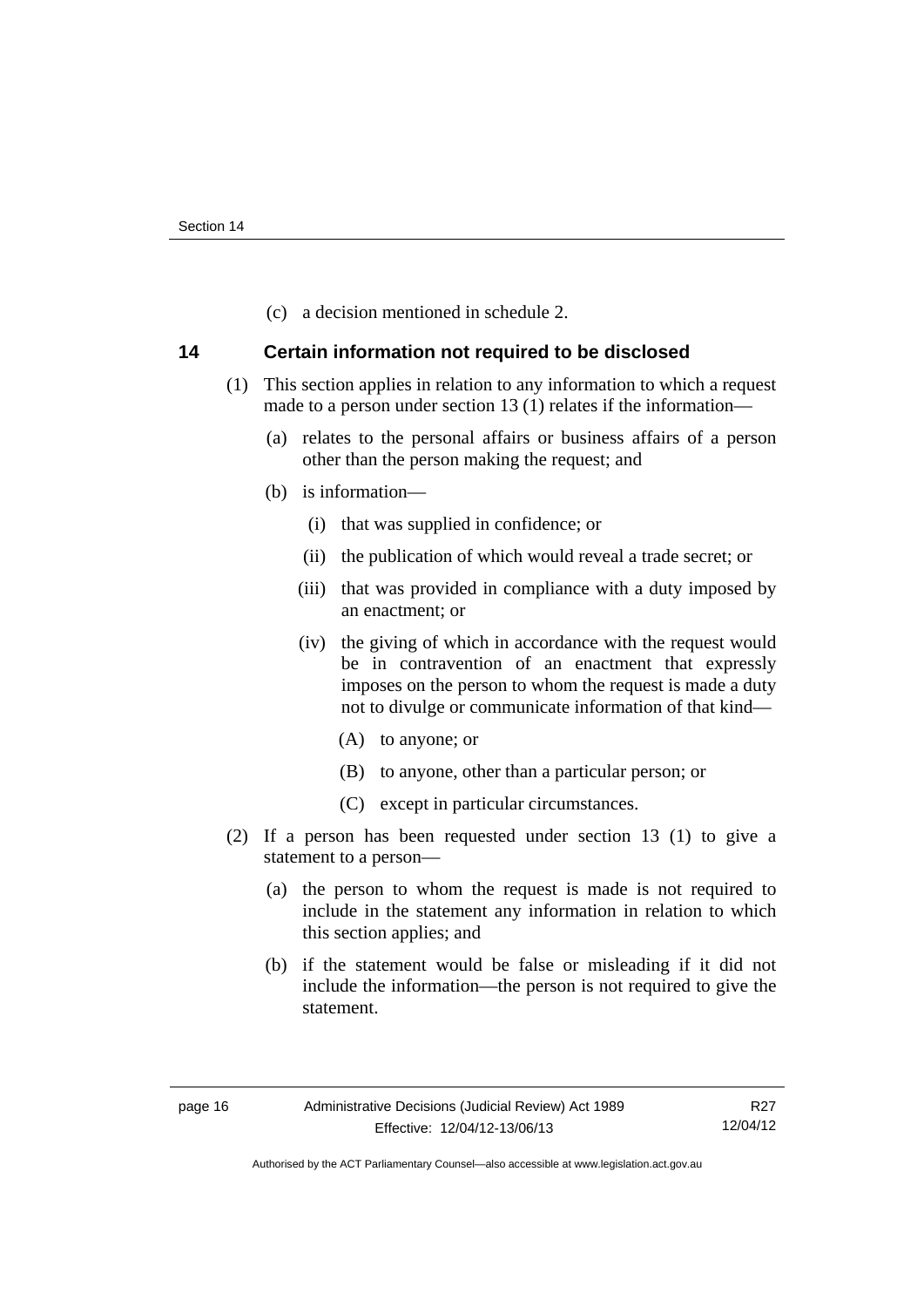(c) a decision mentioned in schedule 2.

## 14 Certain information not required to be disclosed

(1) This section applies in relation to any information to which a request made to a person under section 13 (1) relates if the information—

(a) relates to the personal affairs or business affairs of a person other than the person making the request; and

(b) is information—

(i) that was supplied in confidence; or

(ii) the publication of which would reveal a trade secret; or

(iii) that was provided in compliance with a duty imposed by an enactment; or

(iv) the giving of which in accordance with the request would be in contravention of an enactment that expressly imposes on the person to whom the request is made a duty not to divulge or communicate information of that kind—

(A) to anyone; or

(B) to anyone, other than a particular person; or

(C) except in particular circumstances.

(2) If a person has been requested under section 13 (1) to give a statement to a person—

(a) the person to whom the request is made is not required to include in the statement any information in relation to which this section applies; and

(b) if the statement would be false or misleading if it did not include the information—the person is not required to give the statement.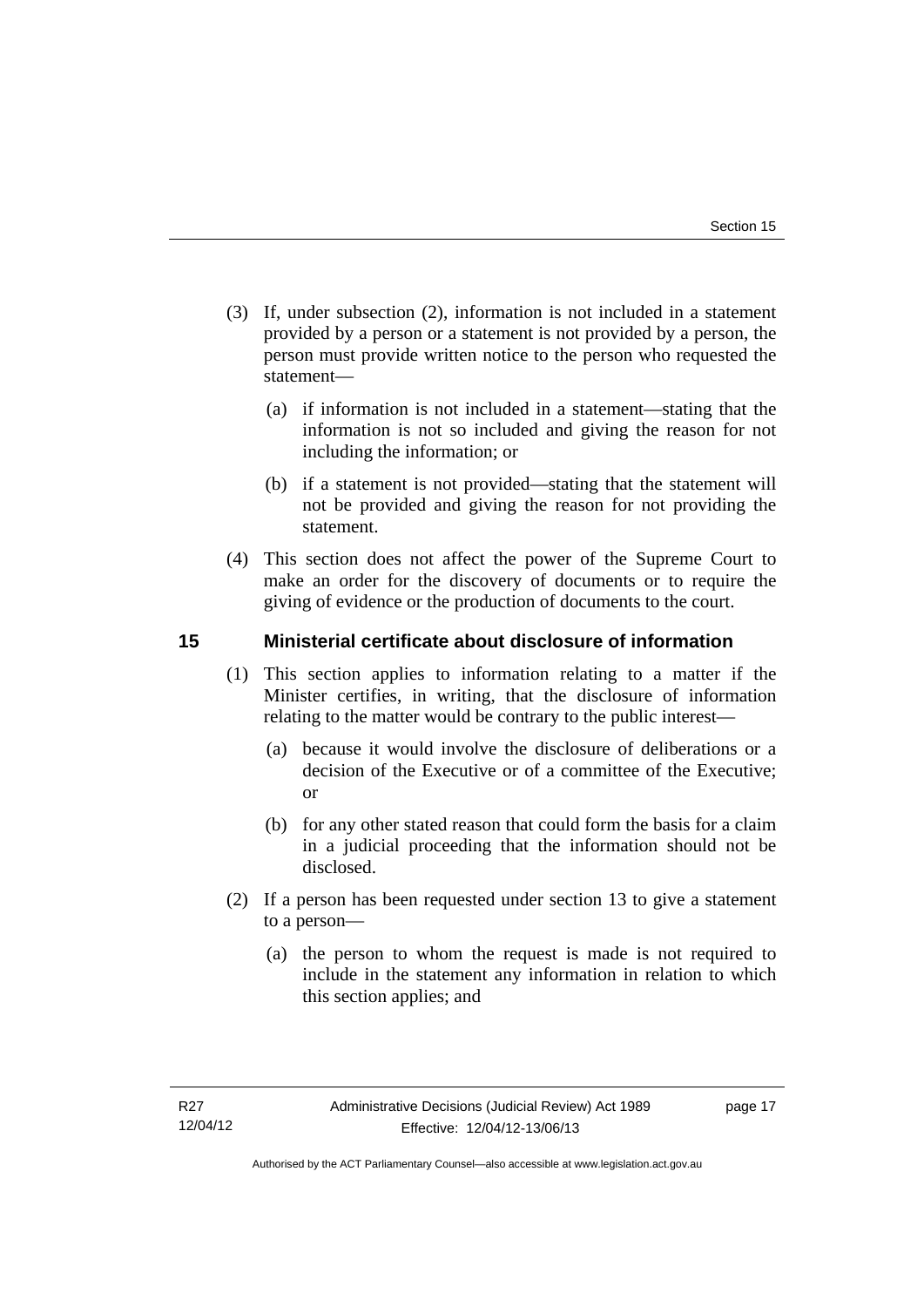(3) If, under subsection (2), information is not included in a statement provided by a person or a statement is not provided by a person, the person must provide written notice to the person who requested the statement—

(a) if information is not included in a statement—stating that the information is not so included and giving the reason for not including the information; or

(b) if a statement is not provided—stating that the statement will not be provided and giving the reason for not providing the statement.

(4) This section does not affect the power of the Supreme Court to make an order for the discovery of documents or to require the giving of evidence or the production of documents to the court.

## 15 Ministerial certificate about disclosure of information

(1) This section applies to information relating to a matter if the Minister certifies, in writing, that the disclosure of information relating to the matter would be contrary to the public interest—

(a) because it would involve the disclosure of deliberations or a decision of the Executive or of a committee of the Executive; or

(b) for any other stated reason that could form the basis for a claim in a judicial proceeding that the information should not be disclosed.

(2) If a person has been requested under section 13 to give a statement to a person—

(a) the person to whom the request is made is not required to include in the statement any information in relation to which this section applies; and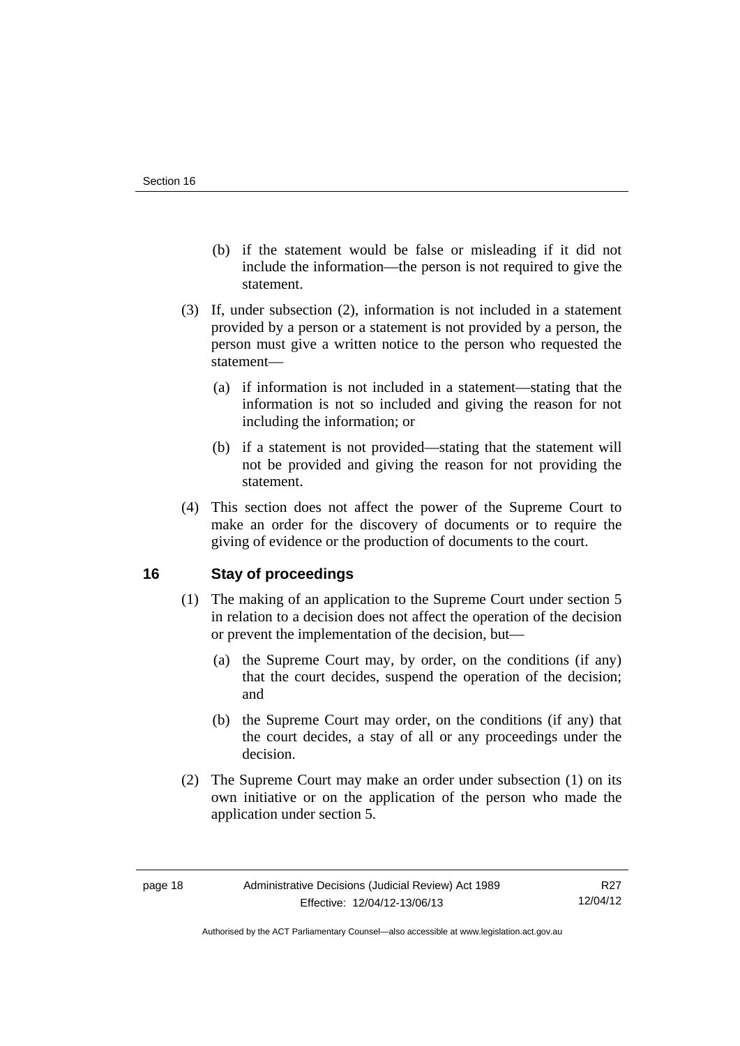(b) if the statement would be false or misleading if it did not include the information—the person is not required to give the statement.

(3) If, under subsection (2), information is not included in a statement provided by a person or a statement is not provided by a person, the person must give a written notice to the person who requested the statement—

(a) if information is not included in a statement—stating that the information is not so included and giving the reason for not including the information; or

(b) if a statement is not provided—stating that the statement will not be provided and giving the reason for not providing the statement.

(4) This section does not affect the power of the Supreme Court to make an order for the discovery of documents or to require the giving of evidence or the production of documents to the court.

## 16 Stay of proceedings

(1) The making of an application to the Supreme Court under section 5 in relation to a decision does not affect the operation of the decision or prevent the implementation of the decision, but—

(a) the Supreme Court may, by order, on the conditions (if any) that the court decides, suspend the operation of the decision; and

(b) the Supreme Court may order, on the conditions (if any) that the court decides, a stay of all or any proceedings under the decision.

(2) The Supreme Court may make an order under subsection (1) on its own initiative or on the application of the person who made the application under section 5.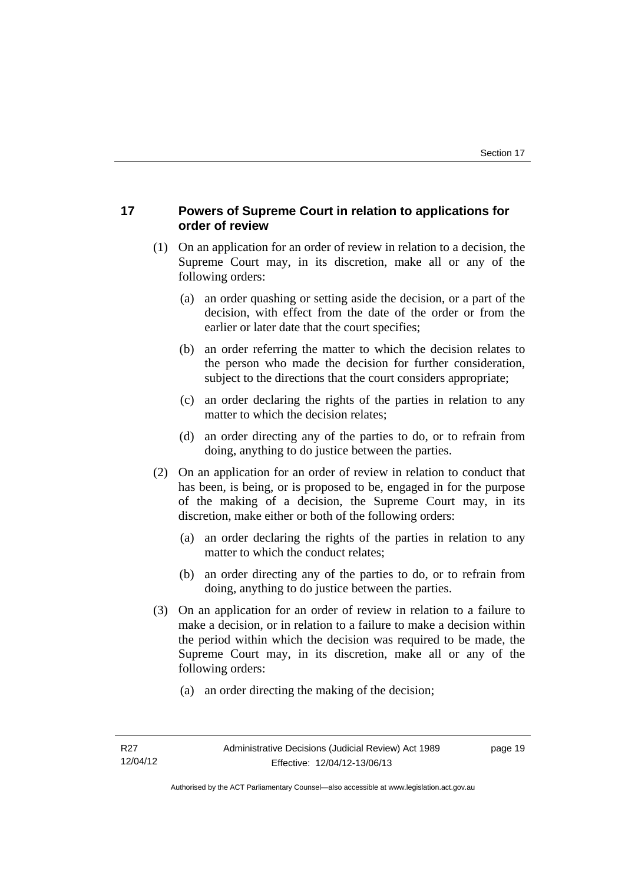## 17 Powers of Supreme Court in relation to applications for order of review

(1) On an application for an order of review in relation to a decision, the Supreme Court may, in its discretion, make all or any of the following orders:

   (a) an order quashing or setting aside the decision, or a part of the decision, with effect from the date of the order or from the earlier or later date that the court specifies;

   (b) an order referring the matter to which the decision relates to the person who made the decision for further consideration, subject to the directions that the court considers appropriate;

   (c) an order declaring the rights of the parties in relation to any matter to which the decision relates;

   (d) an order directing any of the parties to do, or to refrain from doing, anything to do justice between the parties.

(2) On an application for an order of review in relation to conduct that has been, is being, or is proposed to be, engaged in for the purpose of the making of a decision, the Supreme Court may, in its discretion, make either or both of the following orders:

   (a) an order declaring the rights of the parties in relation to any matter to which the conduct relates;

   (b) an order directing any of the parties to do, or to refrain from doing, anything to do justice between the parties.

(3) On an application for an order of review in relation to a failure to make a decision, or in relation to a failure to make a decision within the period within which the decision was required to be made, the Supreme Court may, in its discretion, make all or any of the following orders:

   (a) an order directing the making of the decision;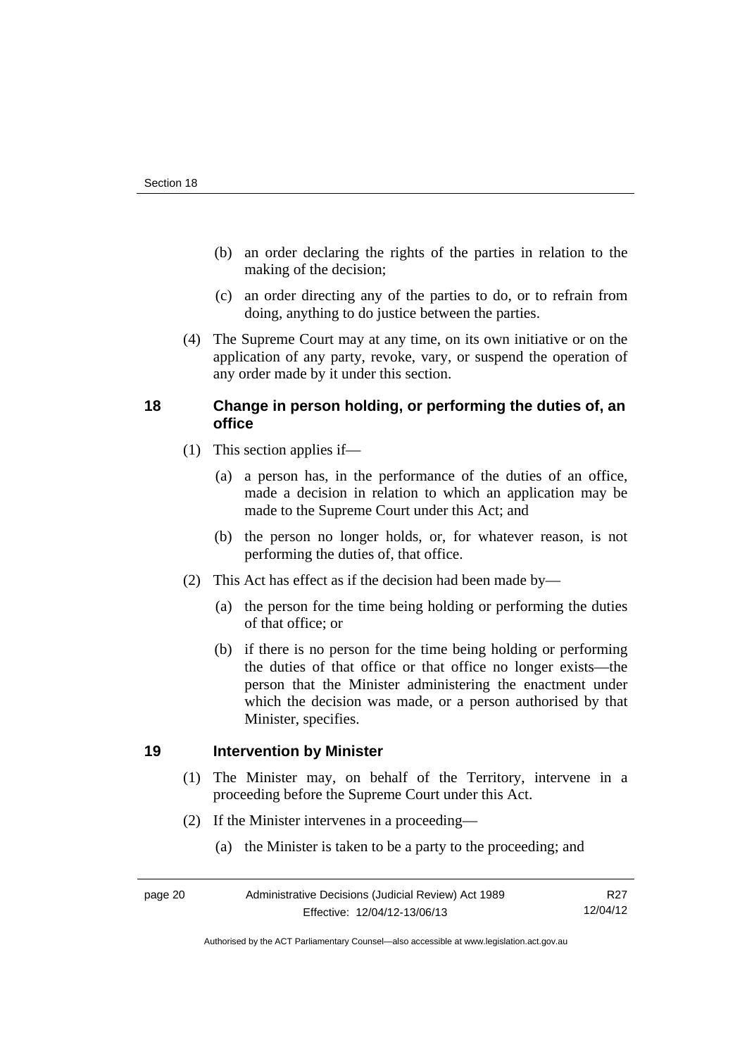(b) an order declaring the rights of the parties in relation to the making of the decision;

(c) an order directing any of the parties to do, or to refrain from doing, anything to do justice between the parties.

(4) The Supreme Court may at any time, on its own initiative or on the application of any party, revoke, vary, or suspend the operation of any order made by it under this section.

## 18 Change in person holding, or performing the duties of, an office

(1) This section applies if—

(a) a person has, in the performance of the duties of an office, made a decision in relation to which an application may be made to the Supreme Court under this Act; and

(b) the person no longer holds, or, for whatever reason, is not performing the duties of, that office.

(2) This Act has effect as if the decision had been made by—

(a) the person for the time being holding or performing the duties of that office; or

(b) if there is no person for the time being holding or performing the duties of that office or that office no longer exists—the person that the Minister administering the enactment under which the decision was made, or a person authorised by that Minister, specifies.

## 19 Intervention by Minister

(1) The Minister may, on behalf of the Territory, intervene in a proceeding before the Supreme Court under this Act.

(2) If the Minister intervenes in a proceeding—

(a) the Minister is taken to be a party to the proceeding; and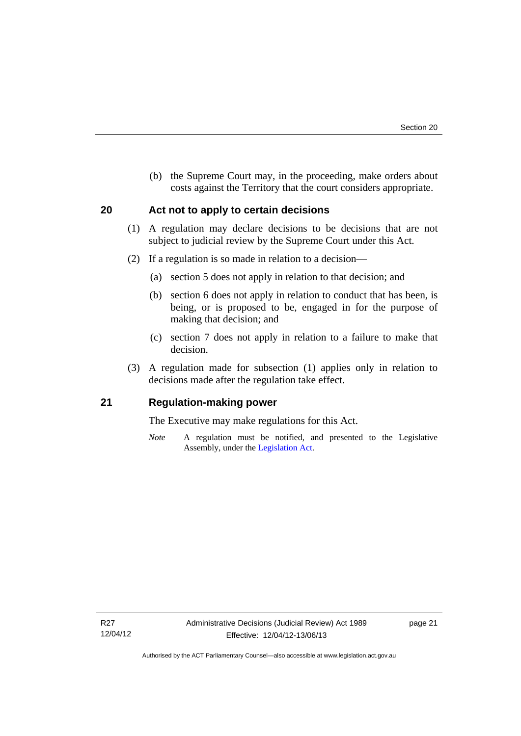(b) the Supreme Court may, in the proceeding, make orders about costs against the Territory that the court considers appropriate.

## 20 Act not to apply to certain decisions

(1) A regulation may declare decisions to be decisions that are not subject to judicial review by the Supreme Court under this Act.

(2) If a regulation is so made in relation to a decision—

(a) section 5 does not apply in relation to that decision; and

(b) section 6 does not apply in relation to conduct that has been, is being, or is proposed to be, engaged in for the purpose of making that decision; and

(c) section 7 does not apply in relation to a failure to make that decision.

(3) A regulation made for subsection (1) applies only in relation to decisions made after the regulation take effect.

## 21 Regulation-making power

The Executive may make regulations for this Act.

*Note* A regulation must be notified, and presented to the Legislative Assembly, under the Legislation Act.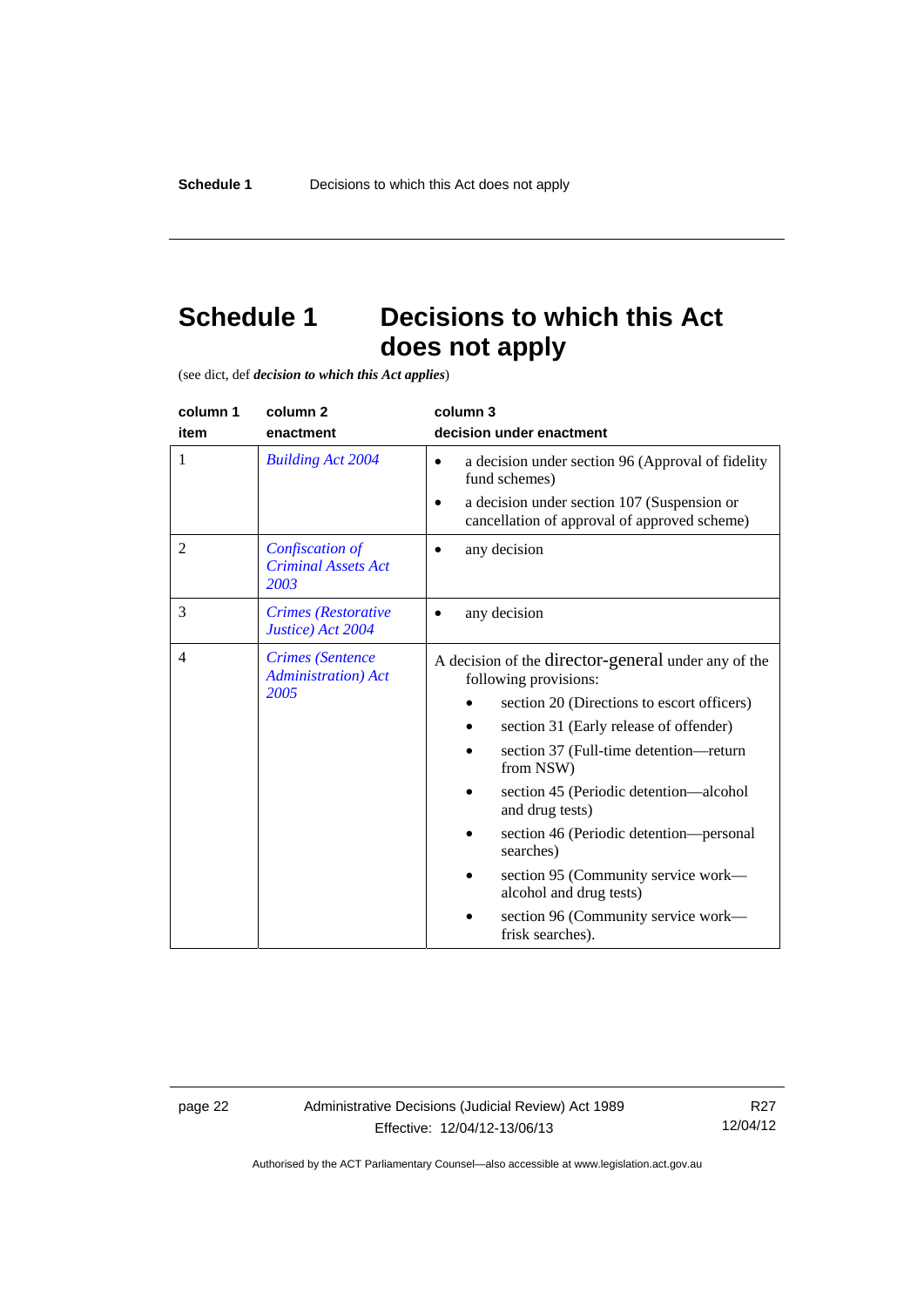# Schedule 1 Decisions to which this Act does not apply

(see dict, def ***decision to which this Act applies***)

| column 1<br>item | column 2<br>enactment | column 3<br>decision under enactment |
|---|---|---|
| 1 | *Building Act 2004* | • a decision under section 96 (Approval of fidelity fund schemes)<br>• a decision under section 107 (Suspension or cancellation of approval of approved scheme) |
| 2 | *Confiscation of Criminal Assets Act 2003* | • any decision |
| 3 | *Crimes (Restorative Justice) Act 2004* | • any decision |
| 4 | *Crimes (Sentence Administration) Act 2005* | A decision of the director-general under any of the following provisions:<br>• section 20 (Directions to escort officers)<br>• section 31 (Early release of offender)<br>• section 37 (Full-time detention—return from NSW)<br>• section 45 (Periodic detention—alcohol and drug tests)<br>• section 46 (Periodic detention—personal searches)<br>• section 95 (Community service work—alcohol and drug tests)<br>• section 96 (Community service work—frisk searches). |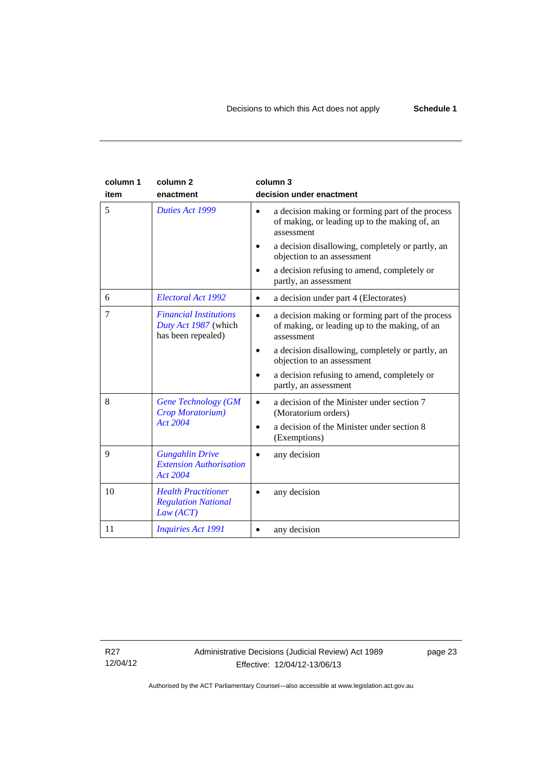| column 1<br>item | column 2<br>enactment | column 3<br>decision under enactment |
|---|---|---|
| 5 | *Duties Act 1999* | • a decision making or forming part of the process of making, or leading up to the making of, an assessment<br>• a decision disallowing, completely or partly, an objection to an assessment<br>• a decision refusing to amend, completely or partly, an assessment |
| 6 | *Electoral Act 1992* | • a decision under part 4 (Electorates) |
| 7 | *Financial Institutions Duty Act 1987* (which has been repealed) | • a decision making or forming part of the process of making, or leading up to the making, of an assessment<br>• a decision disallowing, completely or partly, an objection to an assessment<br>• a decision refusing to amend, completely or partly, an assessment |
| 8 | *Gene Technology (GM Crop Moratorium) Act 2004* | • a decision of the Minister under section 7 (Moratorium orders)<br>• a decision of the Minister under section 8 (Exemptions) |
| 9 | *Gungahlin Drive Extension Authorisation Act 2004* | • any decision |
| 10 | *Health Practitioner Regulation National Law (ACT)* | • any decision |
| 11 | *Inquiries Act 1991* | • any decision |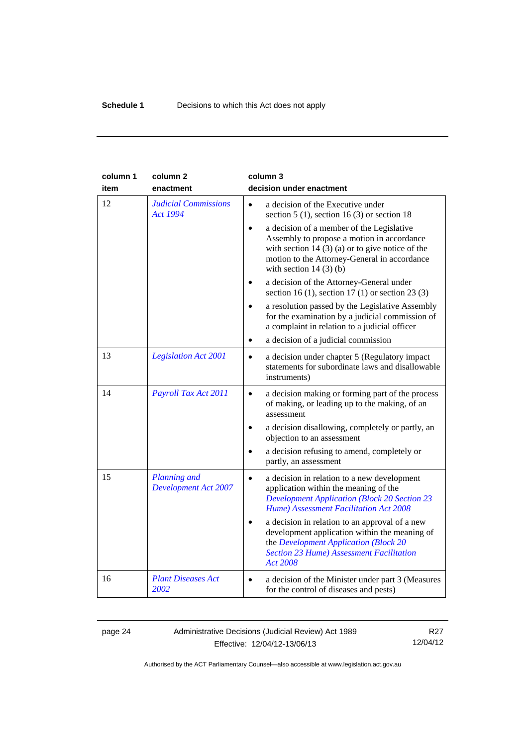| column 1<br>item | column 2<br>enactment | column 3<br>decision under enactment |
|---|---|---|
| 12 | *Judicial Commissions Act 1994* | • a decision of the Executive under section 5 (1), section 16 (3) or section 18<br>• a decision of a member of the Legislative Assembly to propose a motion in accordance with section 14 (3) (a) or to give notice of the motion to the Attorney-General in accordance with section 14 (3) (b)<br>• a decision of the Attorney-General under section 16 (1), section 17 (1) or section 23 (3)<br>• a resolution passed by the Legislative Assembly for the examination by a judicial commission of a complaint in relation to a judicial officer<br>• a decision of a judicial commission |
| 13 | *Legislation Act 2001* | • a decision under chapter 5 (Regulatory impact statements for subordinate laws and disallowable instruments) |
| 14 | *Payroll Tax Act 2011* | • a decision making or forming part of the process of making, or leading up to the making, of an assessment<br>• a decision disallowing, completely or partly, an objection to an assessment<br>• a decision refusing to amend, completely or partly, an assessment |
| 15 | *Planning and Development Act 2007* | • a decision in relation to a new development application within the meaning of the *Development Application (Block 20 Section 23 Hume) Assessment Facilitation Act 2008*<br>• a decision in relation to an approval of a new development application within the meaning of the *Development Application (Block 20 Section 23 Hume) Assessment Facilitation Act 2008* |
| 16 | *Plant Diseases Act 2002* | • a decision of the Minister under part 3 (Measures for the control of diseases and pests) |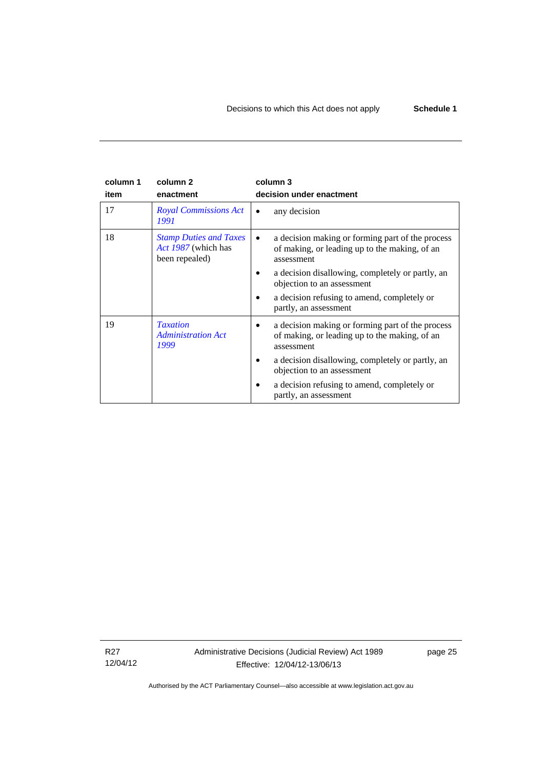| column 1 item | column 2 enactment | column 3 decision under enactment |
|---|---|---|
| 17 | *Royal Commissions Act 1991* | • any decision |
| 18 | *Stamp Duties and Taxes Act 1987* (which has been repealed) | • a decision making or forming part of the process of making, or leading up to the making, of an assessment<br>• a decision disallowing, completely or partly, an objection to an assessment<br>• a decision refusing to amend, completely or partly, an assessment |
| 19 | *Taxation Administration Act 1999* | • a decision making or forming part of the process of making, or leading up to the making, of an assessment<br>• a decision disallowing, completely or partly, an objection to an assessment<br>• a decision refusing to amend, completely or partly, an assessment |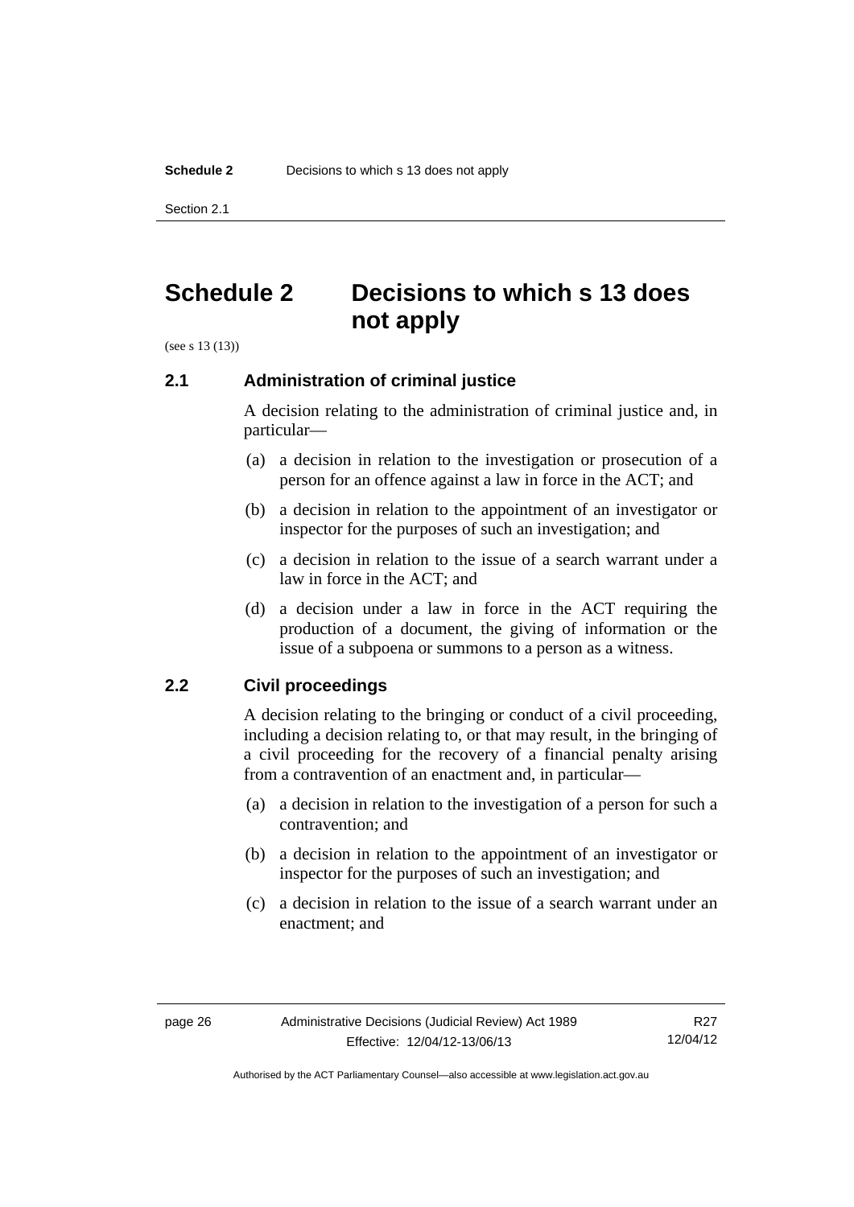# Schedule 2 Decisions to which s 13 does not apply

(see s 13 (13))

## 2.1 Administration of criminal justice

A decision relating to the administration of criminal justice and, in particular—

(a) a decision in relation to the investigation or prosecution of a person for an offence against a law in force in the ACT; and

(b) a decision in relation to the appointment of an investigator or inspector for the purposes of such an investigation; and

(c) a decision in relation to the issue of a search warrant under a law in force in the ACT; and

(d) a decision under a law in force in the ACT requiring the production of a document, the giving of information or the issue of a subpoena or summons to a person as a witness.

## 2.2 Civil proceedings

A decision relating to the bringing or conduct of a civil proceeding, including a decision relating to, or that may result, in the bringing of a civil proceeding for the recovery of a financial penalty arising from a contravention of an enactment and, in particular—

(a) a decision in relation to the investigation of a person for such a contravention; and

(b) a decision in relation to the appointment of an investigator or inspector for the purposes of such an investigation; and

(c) a decision in relation to the issue of a search warrant under an enactment; and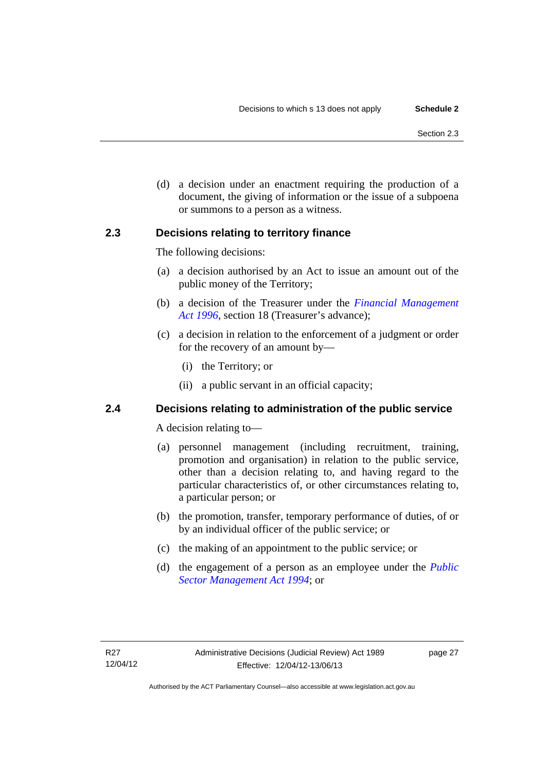(d) a decision under an enactment requiring the production of a document, the giving of information or the issue of a subpoena or summons to a person as a witness.

## 2.3 Decisions relating to territory finance

The following decisions:

(a) a decision authorised by an Act to issue an amount out of the public money of the Territory;

(b) a decision of the Treasurer under the *Financial Management Act 1996*, section 18 (Treasurer's advance);

(c) a decision in relation to the enforcement of a judgment or order for the recovery of an amount by—

  (i) the Territory; or

  (ii) a public servant in an official capacity;

## 2.4 Decisions relating to administration of the public service

A decision relating to—

(a) personnel management (including recruitment, training, promotion and organisation) in relation to the public service, other than a decision relating to, and having regard to the particular characteristics of, or other circumstances relating to, a particular person; or

(b) the promotion, transfer, temporary performance of duties, of or by an individual officer of the public service; or

(c) the making of an appointment to the public service; or

(d) the engagement of a person as an employee under the *Public Sector Management Act 1994*; or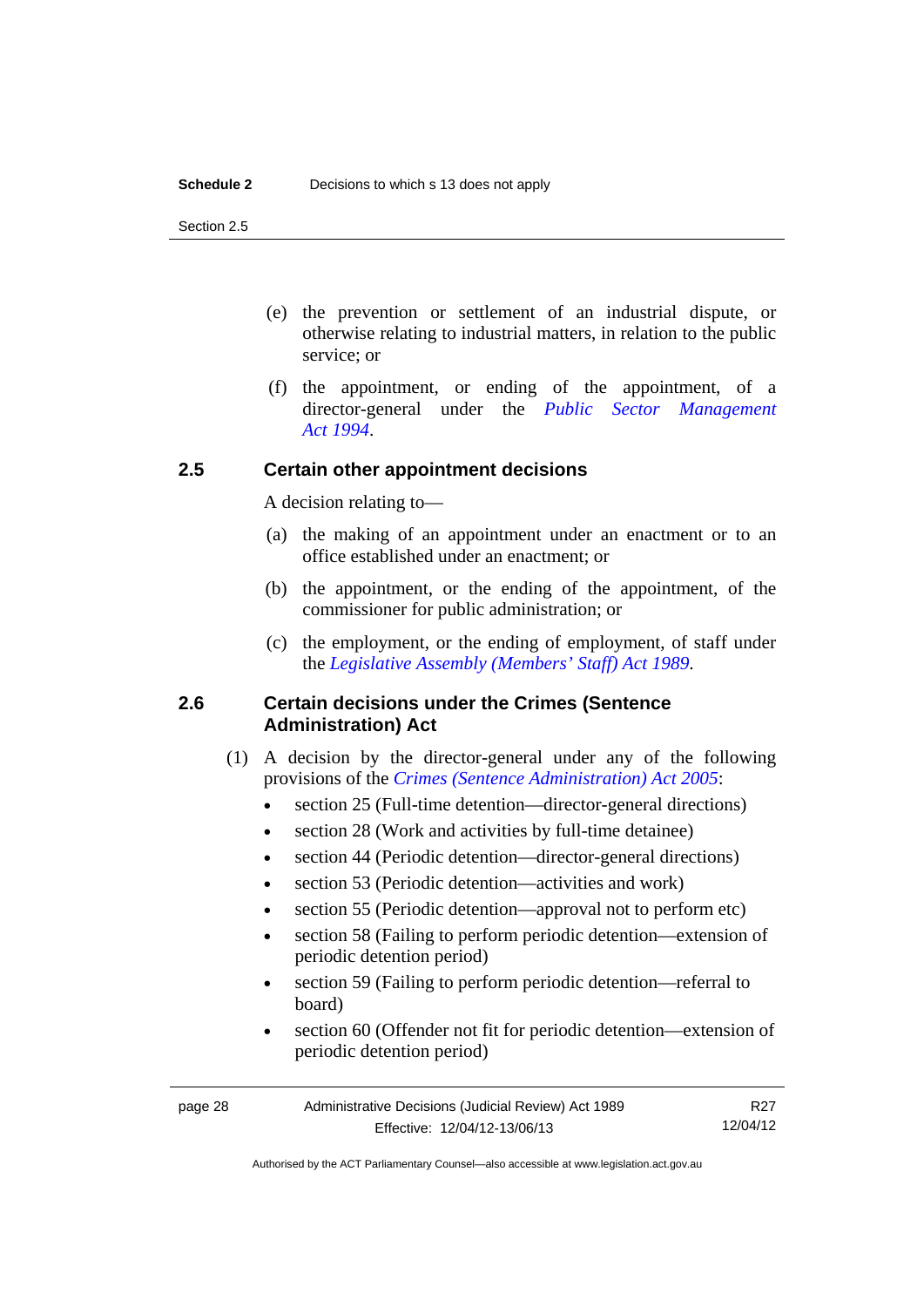(e) the prevention or settlement of an industrial dispute, or otherwise relating to industrial matters, in relation to the public service; or

(f) the appointment, or ending of the appointment, of a director-general under the *Public Sector Management Act 1994*.

## 2.5 Certain other appointment decisions

A decision relating to—

(a) the making of an appointment under an enactment or to an office established under an enactment; or

(b) the appointment, or the ending of the appointment, of the commissioner for public administration; or

(c) the employment, or the ending of employment, of staff under the *Legislative Assembly (Members' Staff) Act 1989*.

## 2.6 Certain decisions under the Crimes (Sentence Administration) Act

(1) A decision by the director-general under any of the following provisions of the *Crimes (Sentence Administration) Act 2005*:

- section 25 (Full-time detention—director-general directions)
- section 28 (Work and activities by full-time detainee)
- section 44 (Periodic detention—director-general directions)
- section 53 (Periodic detention—activities and work)
- section 55 (Periodic detention—approval not to perform etc)
- section 58 (Failing to perform periodic detention—extension of periodic detention period)
- section 59 (Failing to perform periodic detention—referral to board)
- section 60 (Offender not fit for periodic detention—extension of periodic detention period)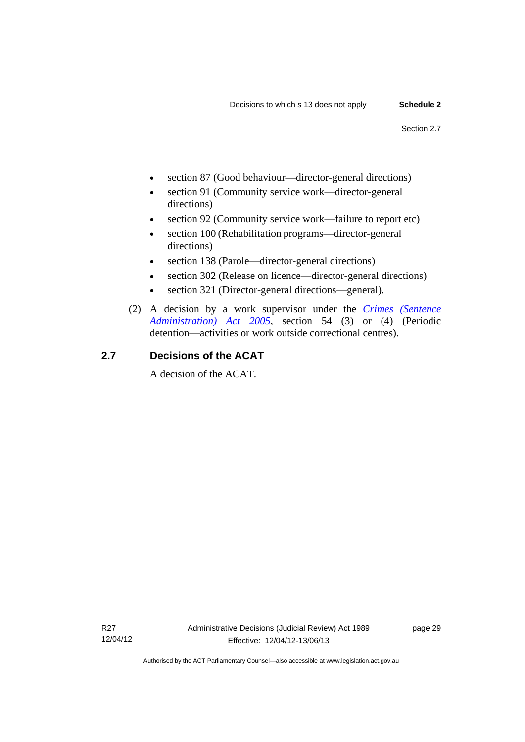- section 87 (Good behaviour—director-general directions)
- section 91 (Community service work—director-general directions)
- section 92 (Community service work—failure to report etc)
- section 100 (Rehabilitation programs—director-general directions)
- section 138 (Parole—director-general directions)
- section 302 (Release on licence—director-general directions)
- section 321 (Director-general directions—general).

(2) A decision by a work supervisor under the *Crimes (Sentence Administration) Act 2005*, section 54 (3) or (4) (Periodic detention—activities or work outside correctional centres).

## 2.7 Decisions of the ACAT

A decision of the ACAT.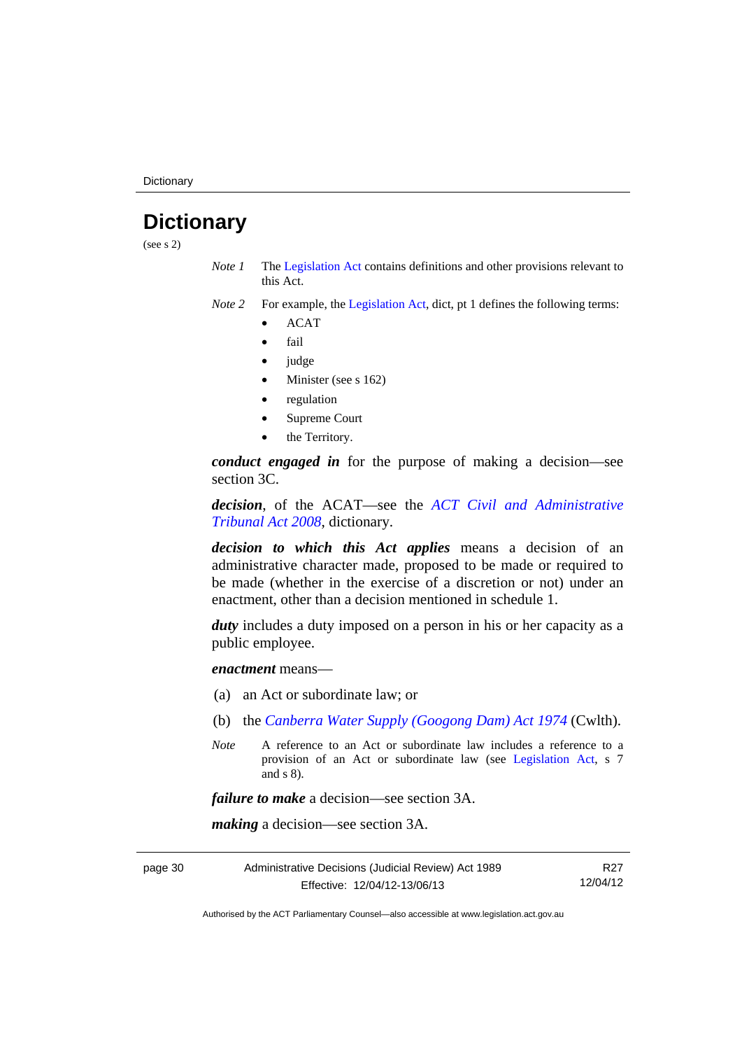# Dictionary

(see s 2)

*Note 1* The Legislation Act contains definitions and other provisions relevant to this Act.

*Note 2* For example, the Legislation Act, dict, pt 1 defines the following terms:

- ACAT
- fail
- judge
- Minister (see s 162)
- regulation
- Supreme Court
- the Territory.

***conduct engaged in*** for the purpose of making a decision—see section 3C.

***decision***, of the ACAT—see the *ACT Civil and Administrative Tribunal Act 2008*, dictionary.

***decision to which this Act applies*** means a decision of an administrative character made, proposed to be made or required to be made (whether in the exercise of a discretion or not) under an enactment, other than a decision mentioned in schedule 1.

***duty*** includes a duty imposed on a person in his or her capacity as a public employee.

***enactment*** means—

(a) an Act or subordinate law; or

(b) the *Canberra Water Supply (Googong Dam) Act 1974* (Cwlth).

*Note* A reference to an Act or subordinate law includes a reference to a provision of an Act or subordinate law (see Legislation Act, s 7 and s 8).

***failure to make*** a decision—see section 3A.

***making*** a decision—see section 3A.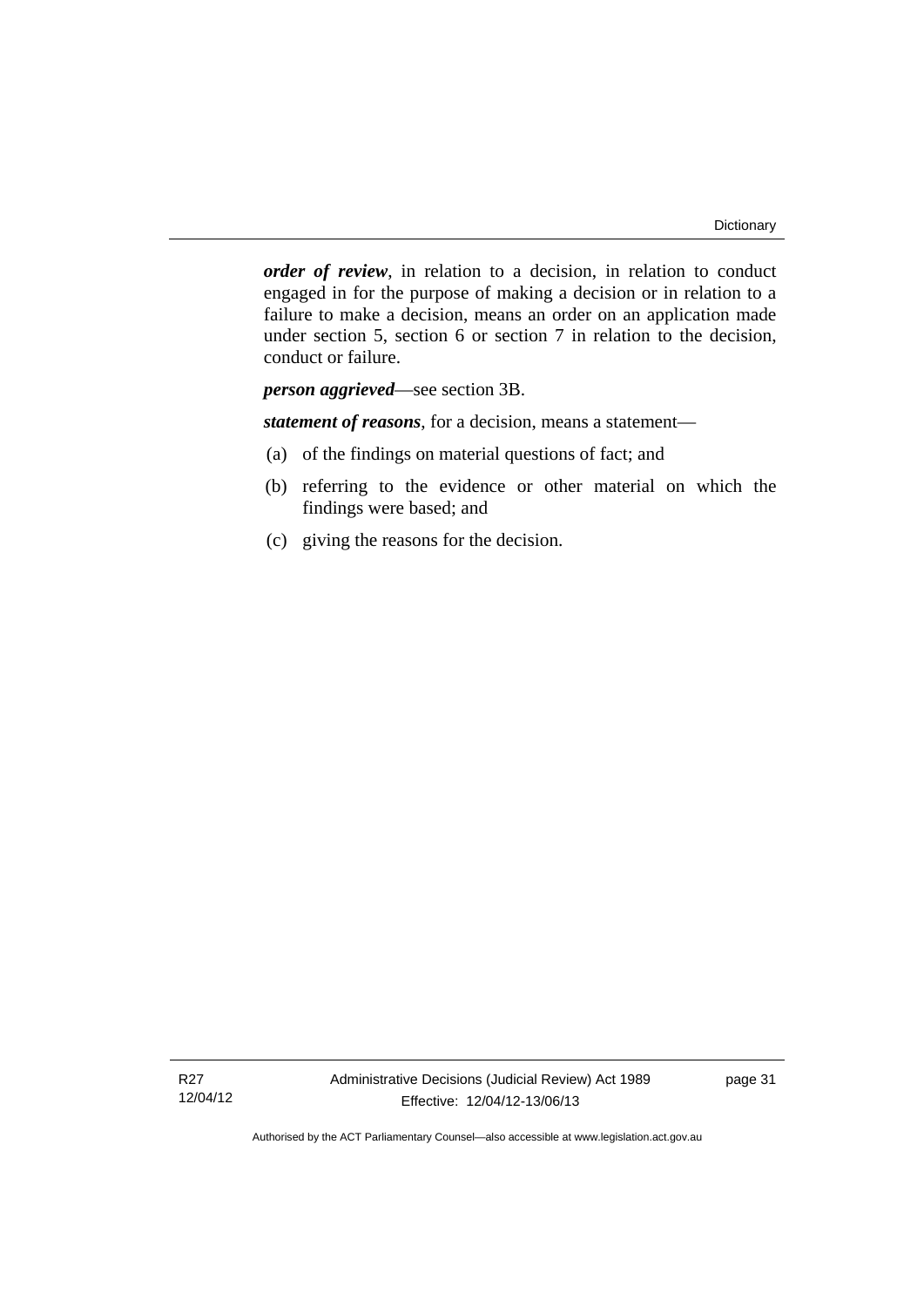***order of review***, in relation to a decision, in relation to conduct engaged in for the purpose of making a decision or in relation to a failure to make a decision, means an order on an application made under section 5, section 6 or section 7 in relation to the decision, conduct or failure.

***person aggrieved***—see section 3B.

***statement of reasons***, for a decision, means a statement—

(a) of the findings on material questions of fact; and

(b) referring to the evidence or other material on which the findings were based; and

(c) giving the reasons for the decision.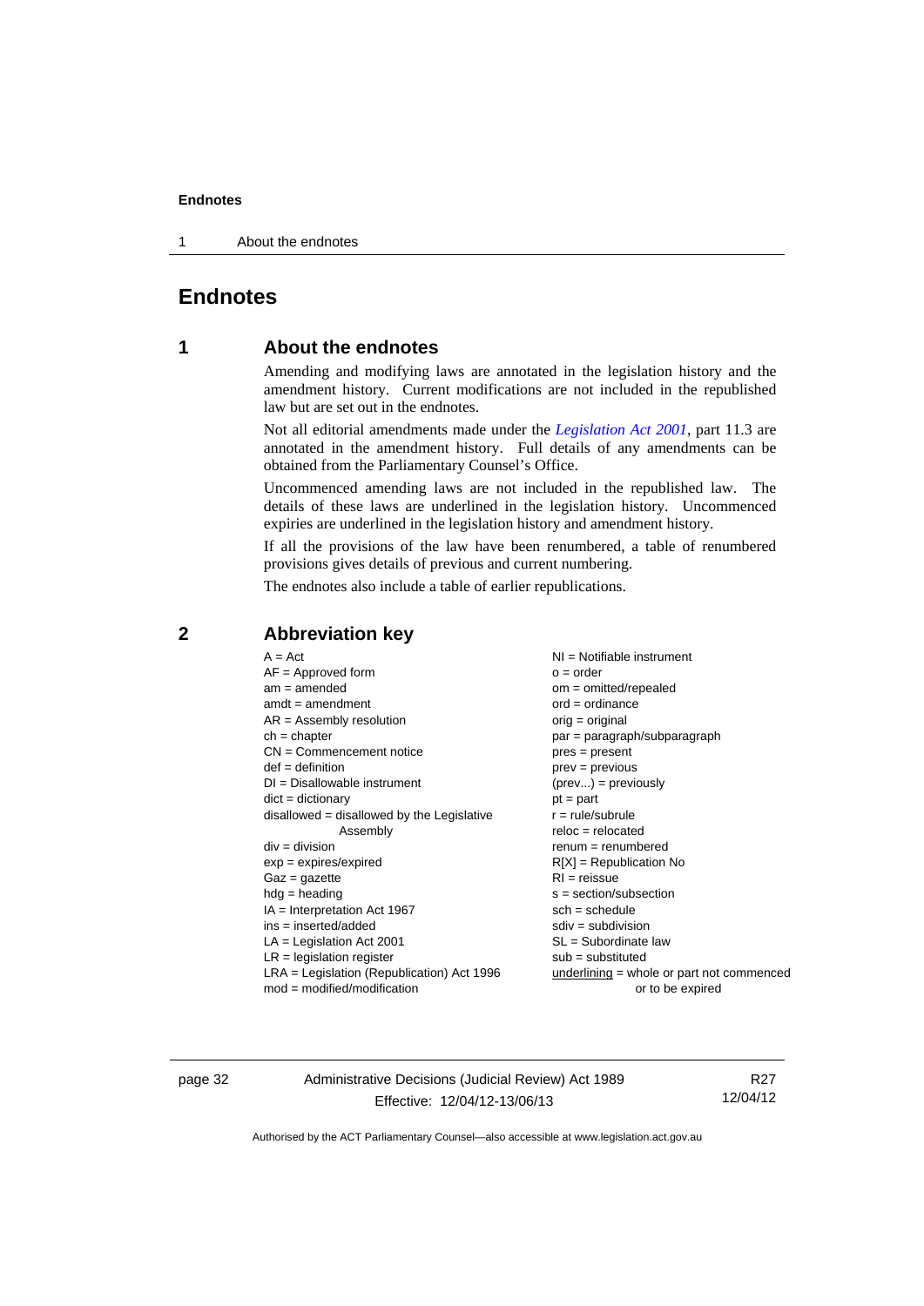# Endnotes

## 1 About the endnotes

Amending and modifying laws are annotated in the legislation history and the amendment history. Current modifications are not included in the republished law but are set out in the endnotes.

Not all editorial amendments made under the *Legislation Act 2001*, part 11.3 are annotated in the amendment history. Full details of any amendments can be obtained from the Parliamentary Counsel's Office.

Uncommenced amending laws are not included in the republished law. The details of these laws are underlined in the legislation history. Uncommenced expiries are underlined in the legislation history and amendment history.

If all the provisions of the law have been renumbered, a table of renumbered provisions gives details of previous and current numbering.

The endnotes also include a table of earlier republications.

## 2 Abbreviation key

A = Act
AF = Approved form
am = amended
amdt = amendment
AR = Assembly resolution
ch = chapter
CN = Commencement notice
def = definition
DI = Disallowable instrument
dict = dictionary
disallowed = disallowed by the Legislative Assembly
div = division
exp = expires/expired
Gaz = gazette
hdg = heading
IA = Interpretation Act 1967
ins = inserted/added
LA = Legislation Act 2001
LR = legislation register
LRA = Legislation (Republication) Act 1996
mod = modified/modification
NI = Notifiable instrument
o = order
om = omitted/repealed
ord = ordinance
orig = original
par = paragraph/subparagraph
pres = present
prev = previous
(prev...) = previously
pt = part
r = rule/subrule
reloc = relocated
renum = renumbered
R[X] = Republication No
RI = reissue
s = section/subsection
sch = schedule
sdiv = subdivision
SL = Subordinate law
sub = substituted
underlining = whole or part not commenced or to be expired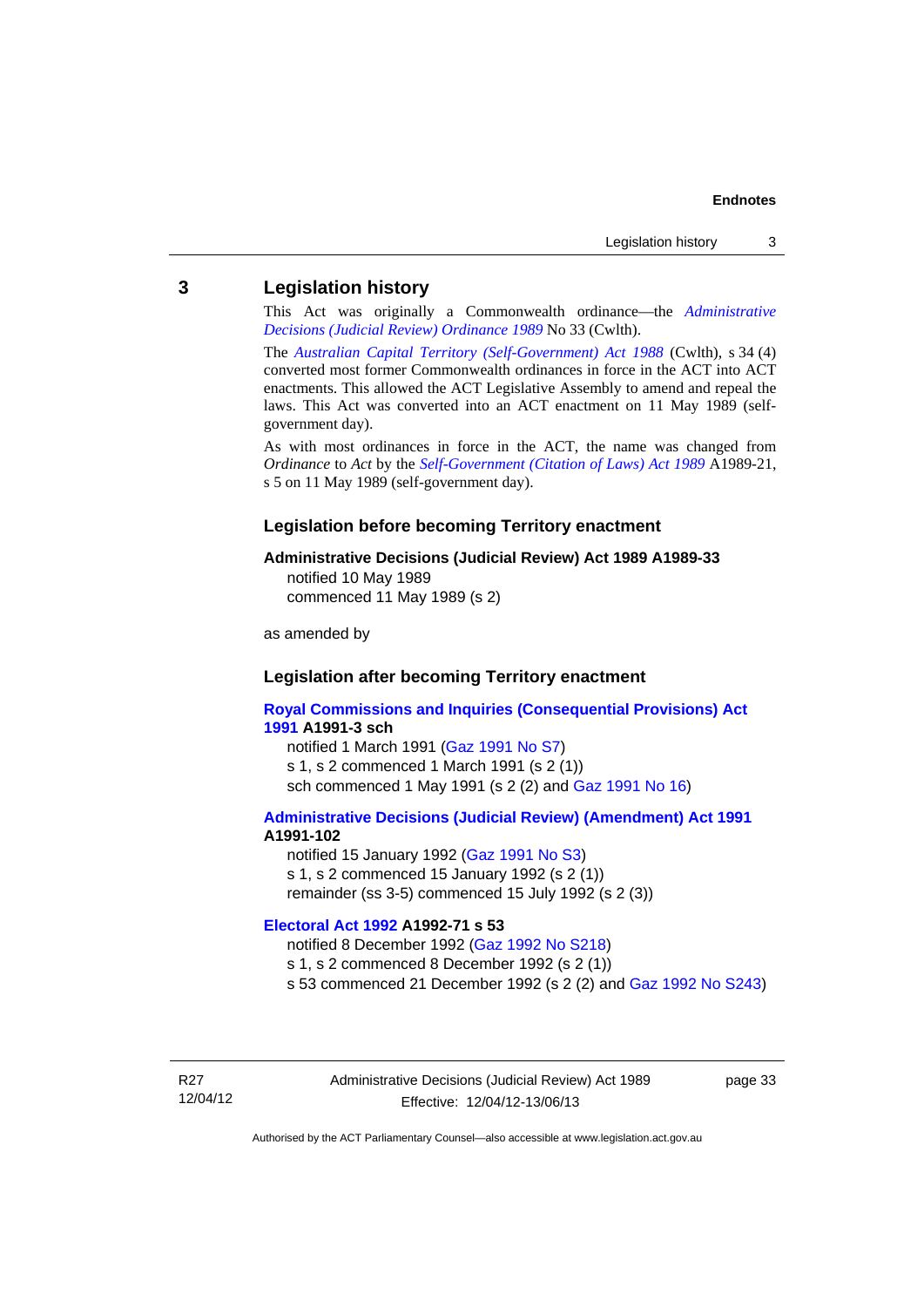## 3 Legislation history

This Act was originally a Commonwealth ordinance—the *Administrative Decisions (Judicial Review) Ordinance 1989* No 33 (Cwlth).

The *Australian Capital Territory (Self-Government) Act 1988* (Cwlth), s 34 (4) converted most former Commonwealth ordinances in force in the ACT into ACT enactments. This allowed the ACT Legislative Assembly to amend and repeal the laws. This Act was converted into an ACT enactment on 11 May 1989 (self-government day).

As with most ordinances in force in the ACT, the name was changed from *Ordinance* to *Act* by the *Self-Government (Citation of Laws) Act 1989* A1989-21, s 5 on 11 May 1989 (self-government day).

### Legislation before becoming Territory enactment

**Administrative Decisions (Judicial Review) Act 1989 A1989-33**
notified 10 May 1989
commenced 11 May 1989 (s 2)

as amended by

### Legislation after becoming Territory enactment

**Royal Commissions and Inquiries (Consequential Provisions) Act 1991 A1991-3 sch**
notified 1 March 1991 (Gaz 1991 No S7)
s 1, s 2 commenced 1 March 1991 (s 2 (1))
sch commenced 1 May 1991 (s 2 (2) and Gaz 1991 No 16)

**Administrative Decisions (Judicial Review) (Amendment) Act 1991 A1991-102**
notified 15 January 1992 (Gaz 1991 No S3)
s 1, s 2 commenced 15 January 1992 (s 2 (1))
remainder (ss 3-5) commenced 15 July 1992 (s 2 (3))

**Electoral Act 1992 A1992-71 s 53**
notified 8 December 1992 (Gaz 1992 No S218)
s 1, s 2 commenced 8 December 1992 (s 2 (1))
s 53 commenced 21 December 1992 (s 2 (2) and Gaz 1992 No S243)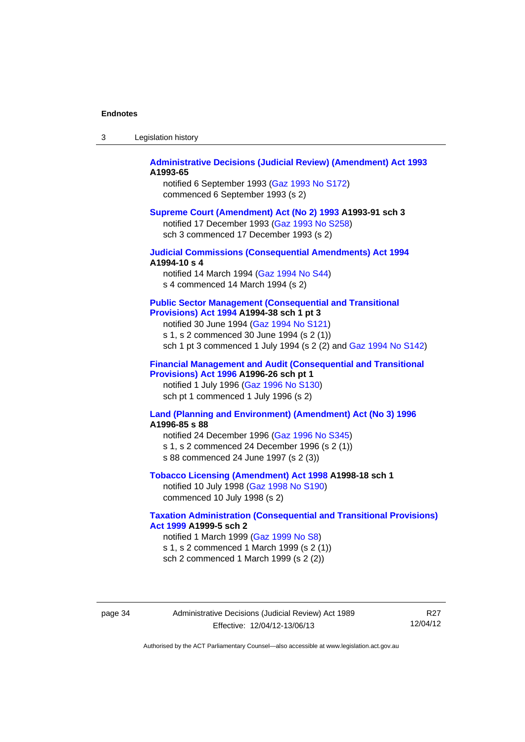**Administrative Decisions (Judicial Review) (Amendment) Act 1993 A1993-65**

notified 6 September 1993 (Gaz 1993 No S172)
commenced 6 September 1993 (s 2)

**Supreme Court (Amendment) Act (No 2) 1993 A1993-91 sch 3**

notified 17 December 1993 (Gaz 1993 No S258)
sch 3 commenced 17 December 1993 (s 2)

**Judicial Commissions (Consequential Amendments) Act 1994 A1994-10 s 4**

notified 14 March 1994 (Gaz 1994 No S44)
s 4 commenced 14 March 1994 (s 2)

**Public Sector Management (Consequential and Transitional Provisions) Act 1994 A1994-38 sch 1 pt 3**

notified 30 June 1994 (Gaz 1994 No S121)
s 1, s 2 commenced 30 June 1994 (s 2 (1))
sch 1 pt 3 commenced 1 July 1994 (s 2 (2) and Gaz 1994 No S142)

**Financial Management and Audit (Consequential and Transitional Provisions) Act 1996 A1996-26 sch pt 1**

notified 1 July 1996 (Gaz 1996 No S130)
sch pt 1 commenced 1 July 1996 (s 2)

**Land (Planning and Environment) (Amendment) Act (No 3) 1996 A1996-85 s 88**

notified 24 December 1996 (Gaz 1996 No S345)
s 1, s 2 commenced 24 December 1996 (s 2 (1))
s 88 commenced 24 June 1997 (s 2 (3))

**Tobacco Licensing (Amendment) Act 1998 A1998-18 sch 1**

notified 10 July 1998 (Gaz 1998 No S190)
commenced 10 July 1998 (s 2)

**Taxation Administration (Consequential and Transitional Provisions) Act 1999 A1999-5 sch 2**

notified 1 March 1999 (Gaz 1999 No S8)
s 1, s 2 commenced 1 March 1999 (s 2 (1))
sch 2 commenced 1 March 1999 (s 2 (2))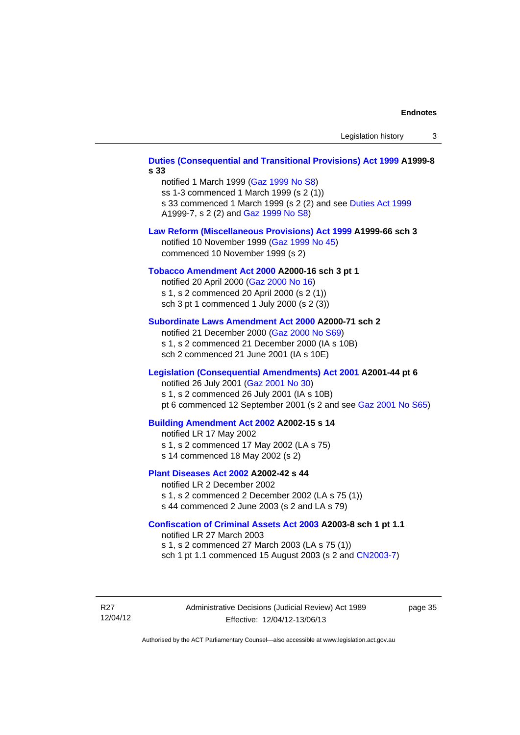**Duties (Consequential and Transitional Provisions) Act 1999 A1999-8 s 33**

notified 1 March 1999 (Gaz 1999 No S8)
ss 1-3 commenced 1 March 1999 (s 2 (1))
s 33 commenced 1 March 1999 (s 2 (2) and see Duties Act 1999 A1999-7, s 2 (2) and Gaz 1999 No S8)

**Law Reform (Miscellaneous Provisions) Act 1999 A1999-66 sch 3**

notified 10 November 1999 (Gaz 1999 No 45)
commenced 10 November 1999 (s 2)

**Tobacco Amendment Act 2000 A2000-16 sch 3 pt 1**

notified 20 April 2000 (Gaz 2000 No 16)
s 1, s 2 commenced 20 April 2000 (s 2 (1))
sch 3 pt 1 commenced 1 July 2000 (s 2 (3))

**Subordinate Laws Amendment Act 2000 A2000-71 sch 2**

notified 21 December 2000 (Gaz 2000 No S69)
s 1, s 2 commenced 21 December 2000 (IA s 10B)
sch 2 commenced 21 June 2001 (IA s 10E)

**Legislation (Consequential Amendments) Act 2001 A2001-44 pt 6**

notified 26 July 2001 (Gaz 2001 No 30)
s 1, s 2 commenced 26 July 2001 (IA s 10B)
pt 6 commenced 12 September 2001 (s 2 and see Gaz 2001 No S65)

**Building Amendment Act 2002 A2002-15 s 14**

notified LR 17 May 2002
s 1, s 2 commenced 17 May 2002 (LA s 75)
s 14 commenced 18 May 2002 (s 2)

**Plant Diseases Act 2002 A2002-42 s 44**

notified LR 2 December 2002
s 1, s 2 commenced 2 December 2002 (LA s 75 (1))
s 44 commenced 2 June 2003 (s 2 and LA s 79)

**Confiscation of Criminal Assets Act 2003 A2003-8 sch 1 pt 1.1**

notified LR 27 March 2003
s 1, s 2 commenced 27 March 2003 (LA s 75 (1))
sch 1 pt 1.1 commenced 15 August 2003 (s 2 and CN2003-7)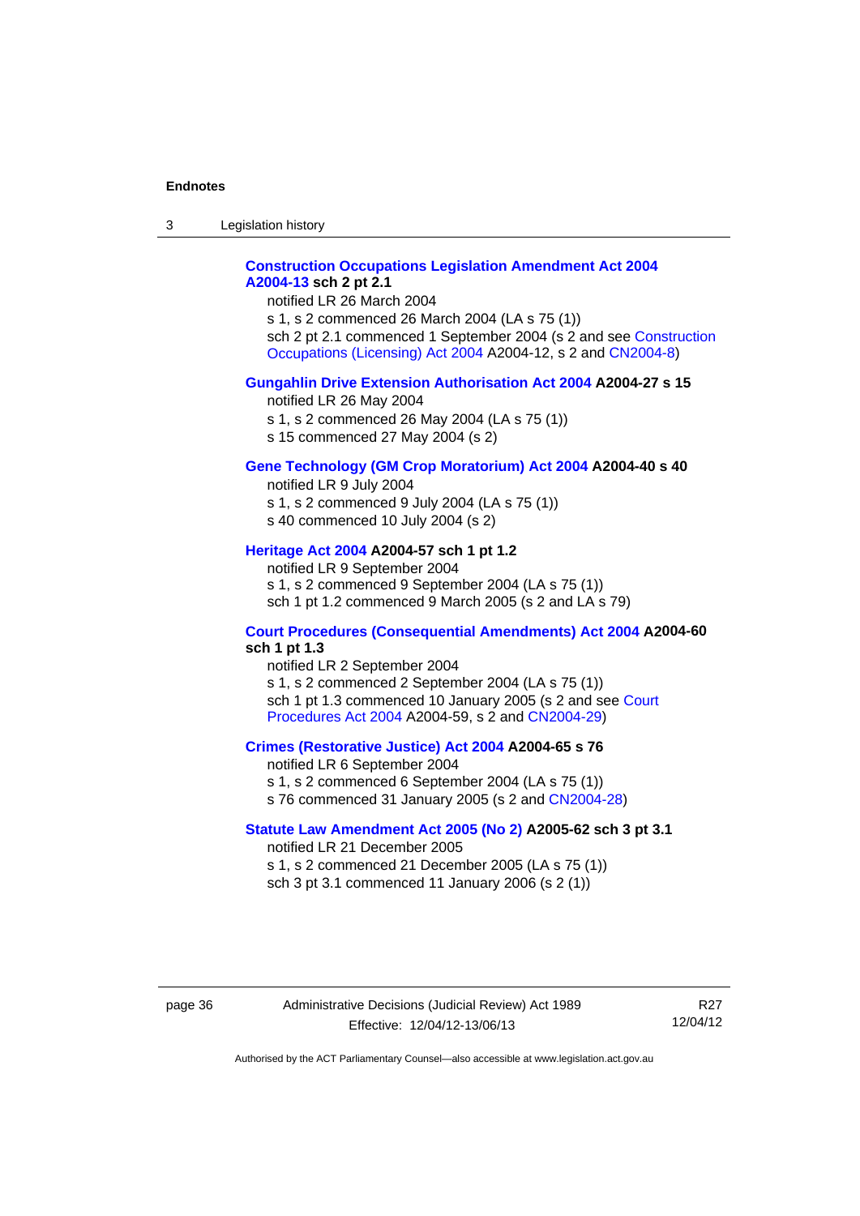**Construction Occupations Legislation Amendment Act 2004 A2004-13 sch 2 pt 2.1**

notified LR 26 March 2004

s 1, s 2 commenced 26 March 2004 (LA s 75 (1))

sch 2 pt 2.1 commenced 1 September 2004 (s 2 and see Construction Occupations (Licensing) Act 2004 A2004-12, s 2 and CN2004-8)

**Gungahlin Drive Extension Authorisation Act 2004 A2004-27 s 15**

notified LR 26 May 2004

s 1, s 2 commenced 26 May 2004 (LA s 75 (1))

s 15 commenced 27 May 2004 (s 2)

**Gene Technology (GM Crop Moratorium) Act 2004 A2004-40 s 40**

notified LR 9 July 2004

s 1, s 2 commenced 9 July 2004 (LA s 75 (1))

s 40 commenced 10 July 2004 (s 2)

**Heritage Act 2004 A2004-57 sch 1 pt 1.2**

notified LR 9 September 2004

s 1, s 2 commenced 9 September 2004 (LA s 75 (1))

sch 1 pt 1.2 commenced 9 March 2005 (s 2 and LA s 79)

**Court Procedures (Consequential Amendments) Act 2004 A2004-60 sch 1 pt 1.3**

notified LR 2 September 2004

s 1, s 2 commenced 2 September 2004 (LA s 75 (1))

sch 1 pt 1.3 commenced 10 January 2005 (s 2 and see Court Procedures Act 2004 A2004-59, s 2 and CN2004-29)

**Crimes (Restorative Justice) Act 2004 A2004-65 s 76**

notified LR 6 September 2004

s 1, s 2 commenced 6 September 2004 (LA s 75 (1))

s 76 commenced 31 January 2005 (s 2 and CN2004-28)

**Statute Law Amendment Act 2005 (No 2) A2005-62 sch 3 pt 3.1**

notified LR 21 December 2005

s 1, s 2 commenced 21 December 2005 (LA s 75 (1))

sch 3 pt 3.1 commenced 11 January 2006 (s 2 (1))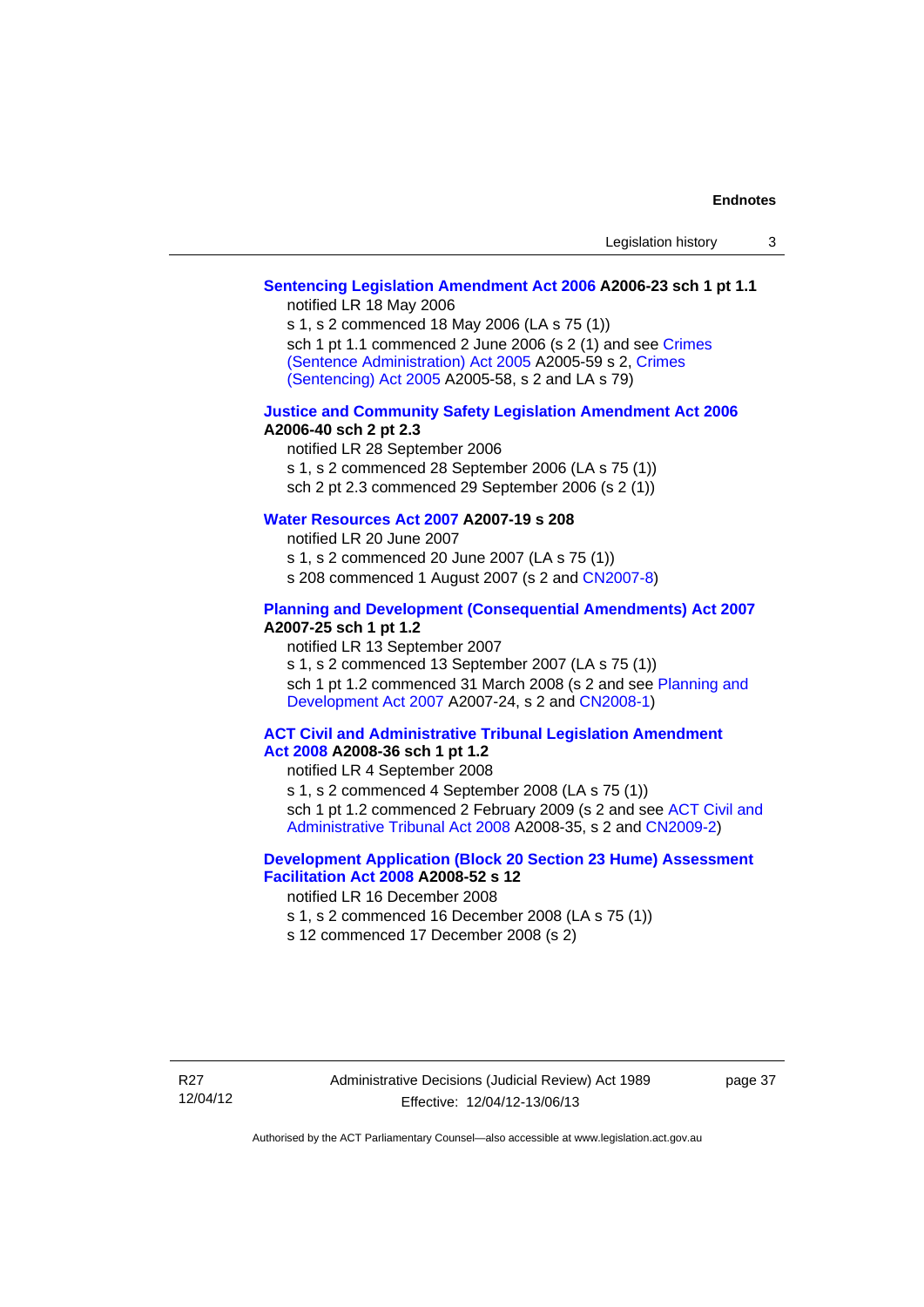**Sentencing Legislation Amendment Act 2006 A2006-23 sch 1 pt 1.1**

notified LR 18 May 2006

s 1, s 2 commenced 18 May 2006 (LA s 75 (1))

sch 1 pt 1.1 commenced 2 June 2006 (s 2 (1) and see Crimes (Sentence Administration) Act 2005 A2005-59 s 2, Crimes (Sentencing) Act 2005 A2005-58, s 2 and LA s 79)

**Justice and Community Safety Legislation Amendment Act 2006 A2006-40 sch 2 pt 2.3**

notified LR 28 September 2006

s 1, s 2 commenced 28 September 2006 (LA s 75 (1))

sch 2 pt 2.3 commenced 29 September 2006 (s 2 (1))

**Water Resources Act 2007 A2007-19 s 208**

notified LR 20 June 2007

s 1, s 2 commenced 20 June 2007 (LA s 75 (1))

s 208 commenced 1 August 2007 (s 2 and CN2007-8)

**Planning and Development (Consequential Amendments) Act 2007 A2007-25 sch 1 pt 1.2**

notified LR 13 September 2007

s 1, s 2 commenced 13 September 2007 (LA s 75 (1))

sch 1 pt 1.2 commenced 31 March 2008 (s 2 and see Planning and Development Act 2007 A2007-24, s 2 and CN2008-1)

**ACT Civil and Administrative Tribunal Legislation Amendment Act 2008 A2008-36 sch 1 pt 1.2**

notified LR 4 September 2008

s 1, s 2 commenced 4 September 2008 (LA s 75 (1))

sch 1 pt 1.2 commenced 2 February 2009 (s 2 and see ACT Civil and Administrative Tribunal Act 2008 A2008-35, s 2 and CN2009-2)

**Development Application (Block 20 Section 23 Hume) Assessment Facilitation Act 2008 A2008-52 s 12**

notified LR 16 December 2008

s 1, s 2 commenced 16 December 2008 (LA s 75 (1))

s 12 commenced 17 December 2008 (s 2)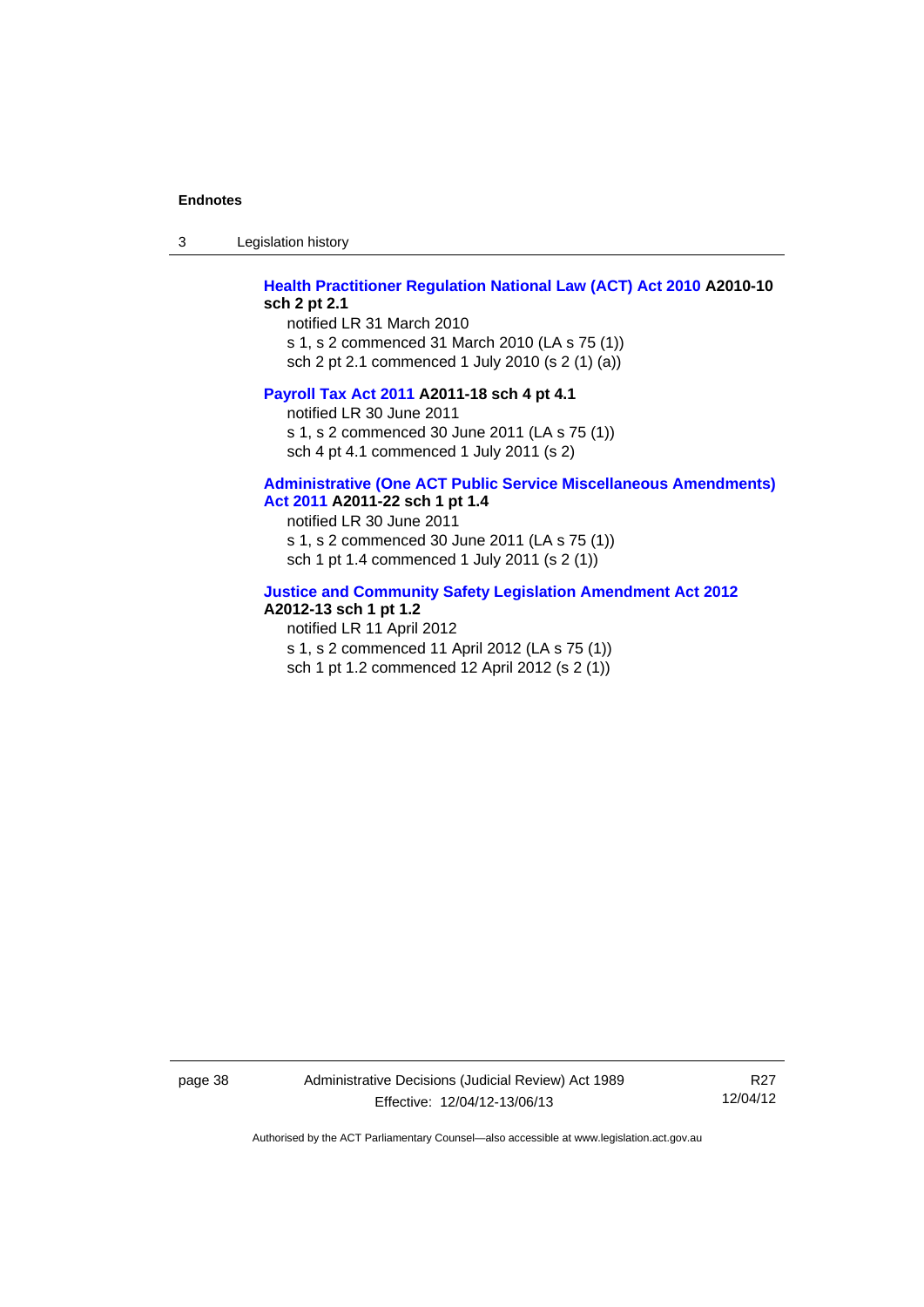**Health Practitioner Regulation National Law (ACT) Act 2010 A2010-10 sch 2 pt 2.1**

notified LR 31 March 2010
s 1, s 2 commenced 31 March 2010 (LA s 75 (1))
sch 2 pt 2.1 commenced 1 July 2010 (s 2 (1) (a))

**Payroll Tax Act 2011 A2011-18 sch 4 pt 4.1**

notified LR 30 June 2011
s 1, s 2 commenced 30 June 2011 (LA s 75 (1))
sch 4 pt 4.1 commenced 1 July 2011 (s 2)

**Administrative (One ACT Public Service Miscellaneous Amendments) Act 2011 A2011-22 sch 1 pt 1.4**

notified LR 30 June 2011
s 1, s 2 commenced 30 June 2011 (LA s 75 (1))
sch 1 pt 1.4 commenced 1 July 2011 (s 2 (1))

**Justice and Community Safety Legislation Amendment Act 2012 A2012-13 sch 1 pt 1.2**

notified LR 11 April 2012
s 1, s 2 commenced 11 April 2012 (LA s 75 (1))
sch 1 pt 1.2 commenced 12 April 2012 (s 2 (1))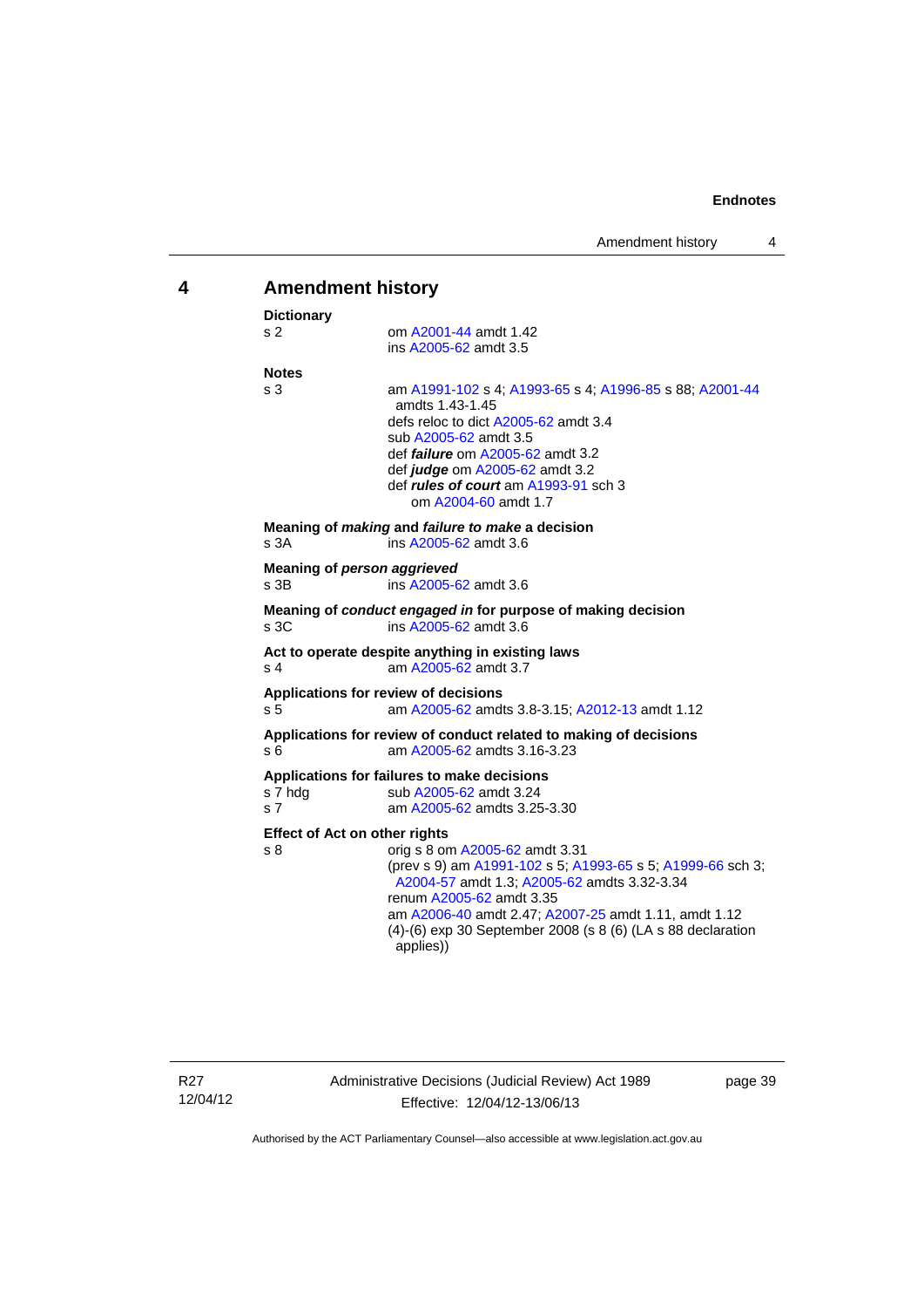## 4 Amendment history

**Dictionary**
s 2 om A2001-44 amdt 1.42
ins A2005-62 amdt 3.5

**Notes**
s 3 am A1991-102 s 4; A1993-65 s 4; A1996-85 s 88; A2001-44 amdts 1.43-1.45
defs reloc to dict A2005-62 amdt 3.4
sub A2005-62 amdt 3.5
def ***failure*** om A2005-62 amdt 3.2
def ***judge*** om A2005-62 amdt 3.2
def ***rules of court*** am A1993-91 sch 3
om A2004-60 amdt 1.7

**Meaning of *making* and *failure to make* a decision**
s 3A ins A2005-62 amdt 3.6

**Meaning of *person aggrieved***
s 3B ins A2005-62 amdt 3.6

**Meaning of *conduct engaged in* for purpose of making decision**
s 3C ins A2005-62 amdt 3.6

**Act to operate despite anything in existing laws**
s 4 am A2005-62 amdt 3.7

**Applications for review of decisions**
s 5 am A2005-62 amdts 3.8-3.15; A2012-13 amdt 1.12

**Applications for review of conduct related to making of decisions**
s 6 am A2005-62 amdts 3.16-3.23

**Applications for failures to make decisions**
s 7 hdg sub A2005-62 amdt 3.24
s 7 am A2005-62 amdts 3.25-3.30

**Effect of Act on other rights**
s 8 orig s 8 om A2005-62 amdt 3.31
(prev s 9) am A1991-102 s 5; A1993-65 s 5; A1999-66 sch 3; A2004-57 amdt 1.3; A2005-62 amdts 3.32-3.34
renum A2005-62 amdt 3.35
am A2006-40 amdt 2.47; A2007-25 amdt 1.11, amdt 1.12
(4)-(6) exp 30 September 2008 (s 8 (6) (LA s 88 declaration applies))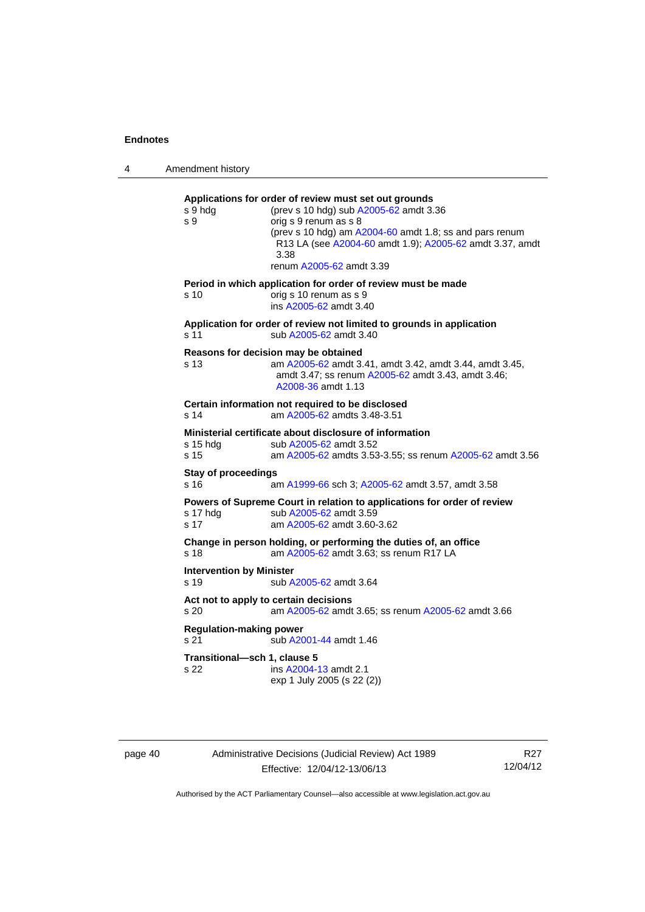**Applications for order of review must set out grounds**

s 9 hdg (prev s 10 hdg) sub A2005-62 amdt 3.36

s 9 orig s 9 renum as s 8
(prev s 10 hdg) am A2004-60 amdt 1.8; ss and pars renum R13 LA (see A2004-60 amdt 1.9); A2005-62 amdt 3.37, amdt 3.38
renum A2005-62 amdt 3.39

**Period in which application for order of review must be made**

s 10 orig s 10 renum as s 9
ins A2005-62 amdt 3.40

**Application for order of review not limited to grounds in application**

s 11 sub A2005-62 amdt 3.40

**Reasons for decision may be obtained**

s 13 am A2005-62 amdt 3.41, amdt 3.42, amdt 3.44, amdt 3.45, amdt 3.47; ss renum A2005-62 amdt 3.43, amdt 3.46; A2008-36 amdt 1.13

**Certain information not required to be disclosed**

s 14 am A2005-62 amdts 3.48-3.51

**Ministerial certificate about disclosure of information**

s 15 hdg sub A2005-62 amdt 3.52

s 15 am A2005-62 amdts 3.53-3.55; ss renum A2005-62 amdt 3.56

**Stay of proceedings**

s 16 am A1999-66 sch 3; A2005-62 amdt 3.57, amdt 3.58

**Powers of Supreme Court in relation to applications for order of review**

s 17 hdg sub A2005-62 amdt 3.59

s 17 am A2005-62 amdt 3.60-3.62

**Change in person holding, or performing the duties of, an office**

s 18 am A2005-62 amdt 3.63; ss renum R17 LA

**Intervention by Minister**

s 19 sub A2005-62 amdt 3.64

**Act not to apply to certain decisions**

s 20 am A2005-62 amdt 3.65; ss renum A2005-62 amdt 3.66

**Regulation-making power**

s 21 sub A2001-44 amdt 1.46

**Transitional—sch 1, clause 5**

s 22 ins A2004-13 amdt 2.1
exp 1 July 2005 (s 22 (2))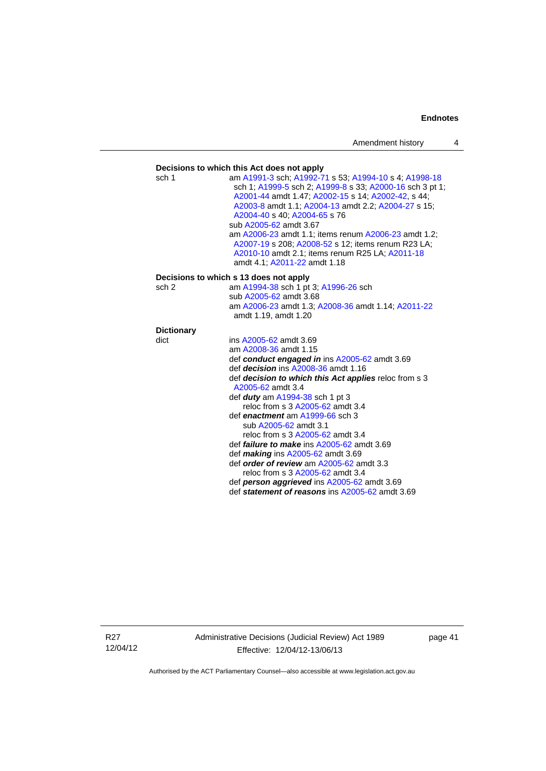**Decisions to which this Act does not apply**

sch 1 am A1991-3 sch; A1992-71 s 53; A1994-10 s 4; A1998-18 sch 1; A1999-5 sch 2; A1999-8 s 33; A2000-16 sch 3 pt 1; A2001-44 amdt 1.47; A2002-15 s 14; A2002-42, s 44; A2003-8 amdt 1.1; A2004-13 amdt 2.2; A2004-27 s 15; A2004-40 s 40; A2004-65 s 76
sub A2005-62 amdt 3.67
am A2006-23 amdt 1.1; items renum A2006-23 amdt 1.2; A2007-19 s 208; A2008-52 s 12; items renum R23 LA; A2010-10 amdt 2.1; items renum R25 LA; A2011-18 amdt 4.1; A2011-22 amdt 1.18

**Decisions to which s 13 does not apply**

sch 2 am A1994-38 sch 1 pt 3; A1996-26 sch
sub A2005-62 amdt 3.68
am A2006-23 amdt 1.3; A2008-36 amdt 1.14; A2011-22 amdt 1.19, amdt 1.20

**Dictionary**

dict ins A2005-62 amdt 3.69
am A2008-36 amdt 1.15
def ***conduct engaged in*** ins A2005-62 amdt 3.69
def ***decision*** ins A2008-36 amdt 1.16
def ***decision to which this Act applies*** reloc from s 3 A2005-62 amdt 3.4
def ***duty*** am A1994-38 sch 1 pt 3
reloc from s 3 A2005-62 amdt 3.4
def ***enactment*** am A1999-66 sch 3
sub A2005-62 amdt 3.1
reloc from s 3 A2005-62 amdt 3.4
def ***failure to make*** ins A2005-62 amdt 3.69
def ***making*** ins A2005-62 amdt 3.69
def ***order of review*** am A2005-62 amdt 3.3
reloc from s 3 A2005-62 amdt 3.4
def ***person aggrieved*** ins A2005-62 amdt 3.69
def ***statement of reasons*** ins A2005-62 amdt 3.69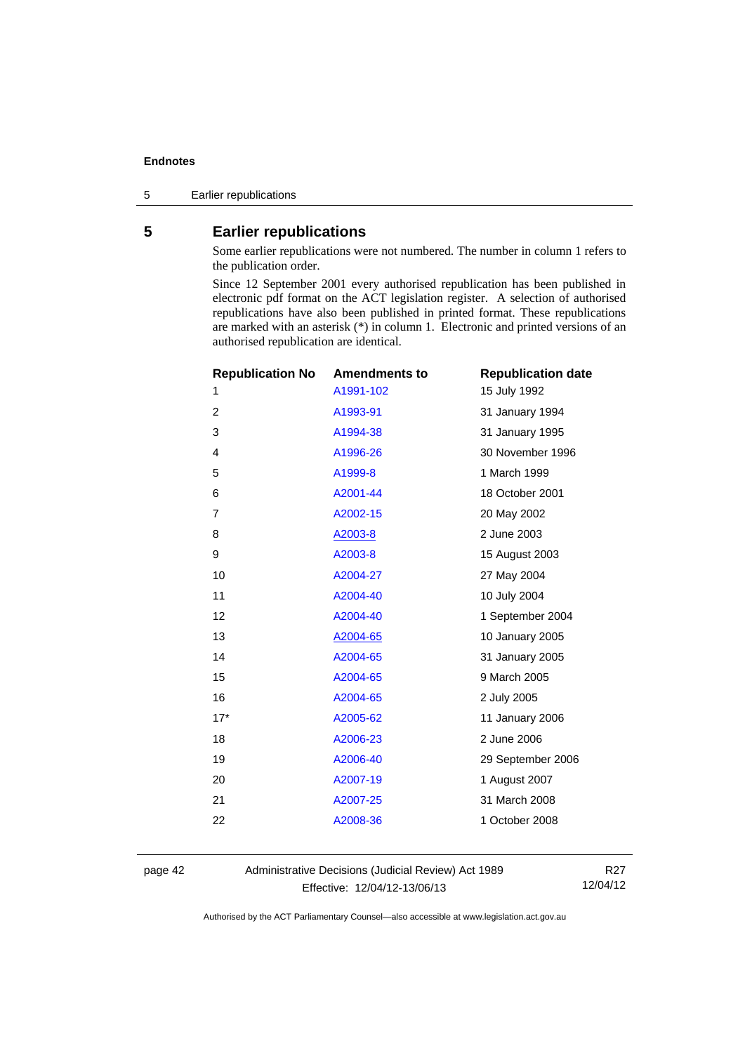## 5 Earlier republications

Some earlier republications were not numbered. The number in column 1 refers to the publication order.

Since 12 September 2001 every authorised republication has been published in electronic pdf format on the ACT legislation register. A selection of authorised republications have also been published in printed format. These republications are marked with an asterisk (*) in column 1. Electronic and printed versions of an authorised republication are identical.

| Republication No | Amendments to | Republication date |
|---|---|---|
| 1 | A1991-102 | 15 July 1992 |
| 2 | A1993-91 | 31 January 1994 |
| 3 | A1994-38 | 31 January 1995 |
| 4 | A1996-26 | 30 November 1996 |
| 5 | A1999-8 | 1 March 1999 |
| 6 | A2001-44 | 18 October 2001 |
| 7 | A2002-15 | 20 May 2002 |
| 8 | A2003-8 | 2 June 2003 |
| 9 | A2003-8 | 15 August 2003 |
| 10 | A2004-27 | 27 May 2004 |
| 11 | A2004-40 | 10 July 2004 |
| 12 | A2004-40 | 1 September 2004 |
| 13 | A2004-65 | 10 January 2005 |
| 14 | A2004-65 | 31 January 2005 |
| 15 | A2004-65 | 9 March 2005 |
| 16 | A2004-65 | 2 July 2005 |
| 17* | A2005-62 | 11 January 2006 |
| 18 | A2006-23 | 2 June 2006 |
| 19 | A2006-40 | 29 September 2006 |
| 20 | A2007-19 | 1 August 2007 |
| 21 | A2007-25 | 31 March 2008 |
| 22 | A2008-36 | 1 October 2008 |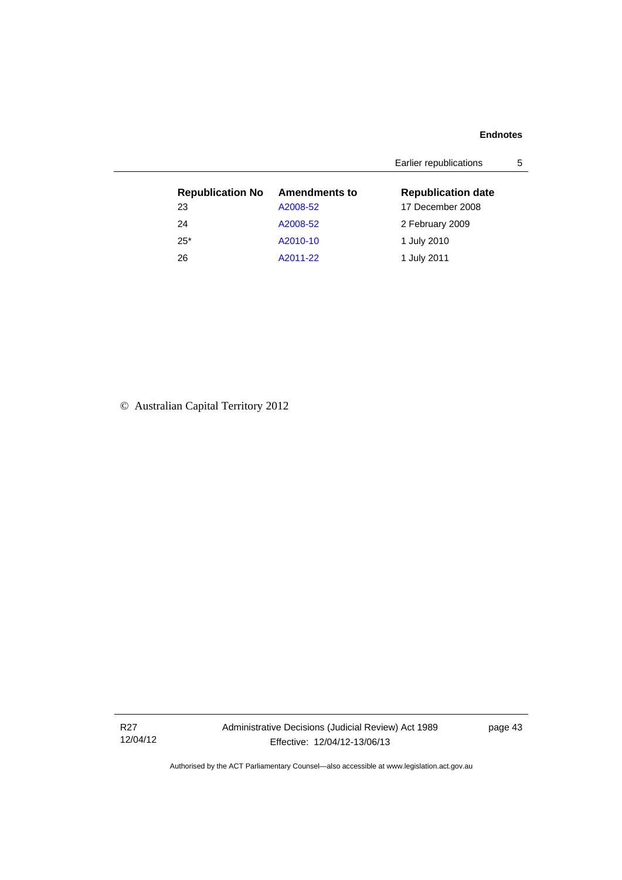| Republication No | Amendments to | Republication date |
|---|---|---|
| 23 | A2008-52 | 17 December 2008 |
| 24 | A2008-52 | 2 February 2009 |
| 25* | A2010-10 | 1 July 2010 |
| 26 | A2011-22 | 1 July 2011 |

© Australian Capital Territory 2012